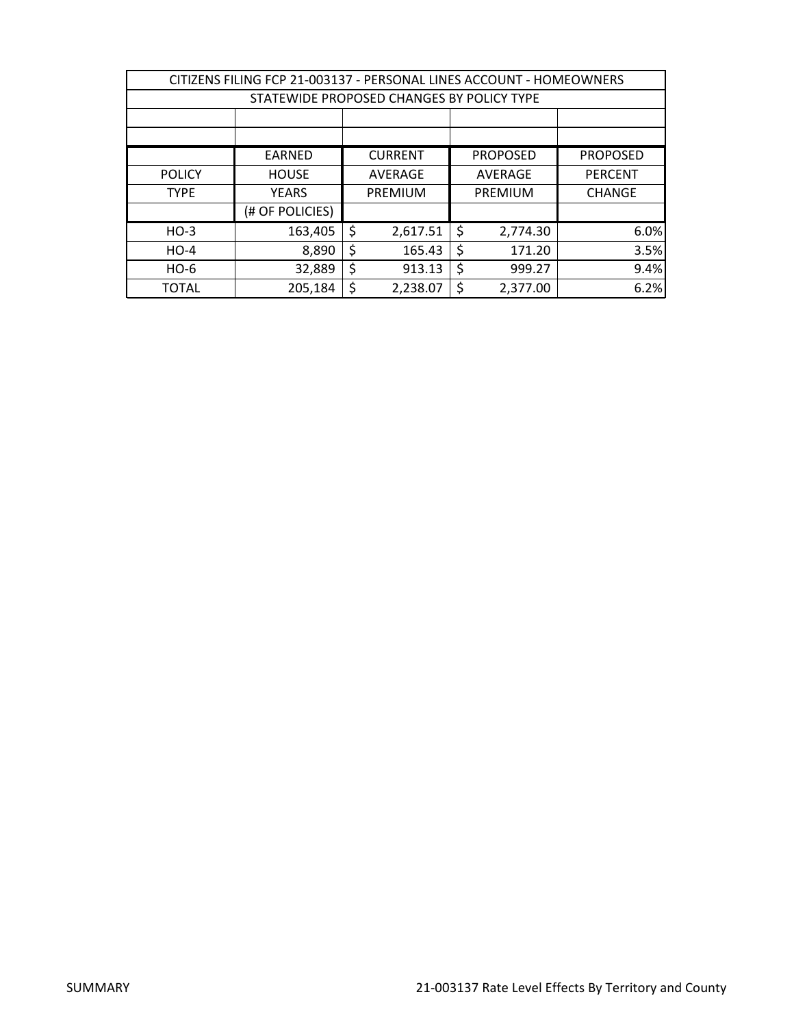CITIZENS FILING FCP 21-003137 - PERSONAL LINES ACCOUNT - HOMEOWNERS

STATEWIDE PROPOSED CHANGES BY POLICY TYPE

| POLICY TYPE | EARNED HOUSE YEARS (# OF POLICIES) | CURRENT AVERAGE PREMIUM | PROPOSED AVERAGE PREMIUM | PROPOSED PERCENT CHANGE |
|---|---|---|---|---|
| HO-3 | 163,405 | $ 2,617.51 | $ 2,774.30 | 6.0% |
| HO-4 | 8,890 | $ 165.43 | $ 171.20 | 3.5% |
| HO-6 | 32,889 | $ 913.13 | $ 999.27 | 9.4% |
| TOTAL | 205,184 | $ 2,238.07 | $ 2,377.00 | 6.2% |

SUMMARY

21-003137 Rate Level Effects By Territory and County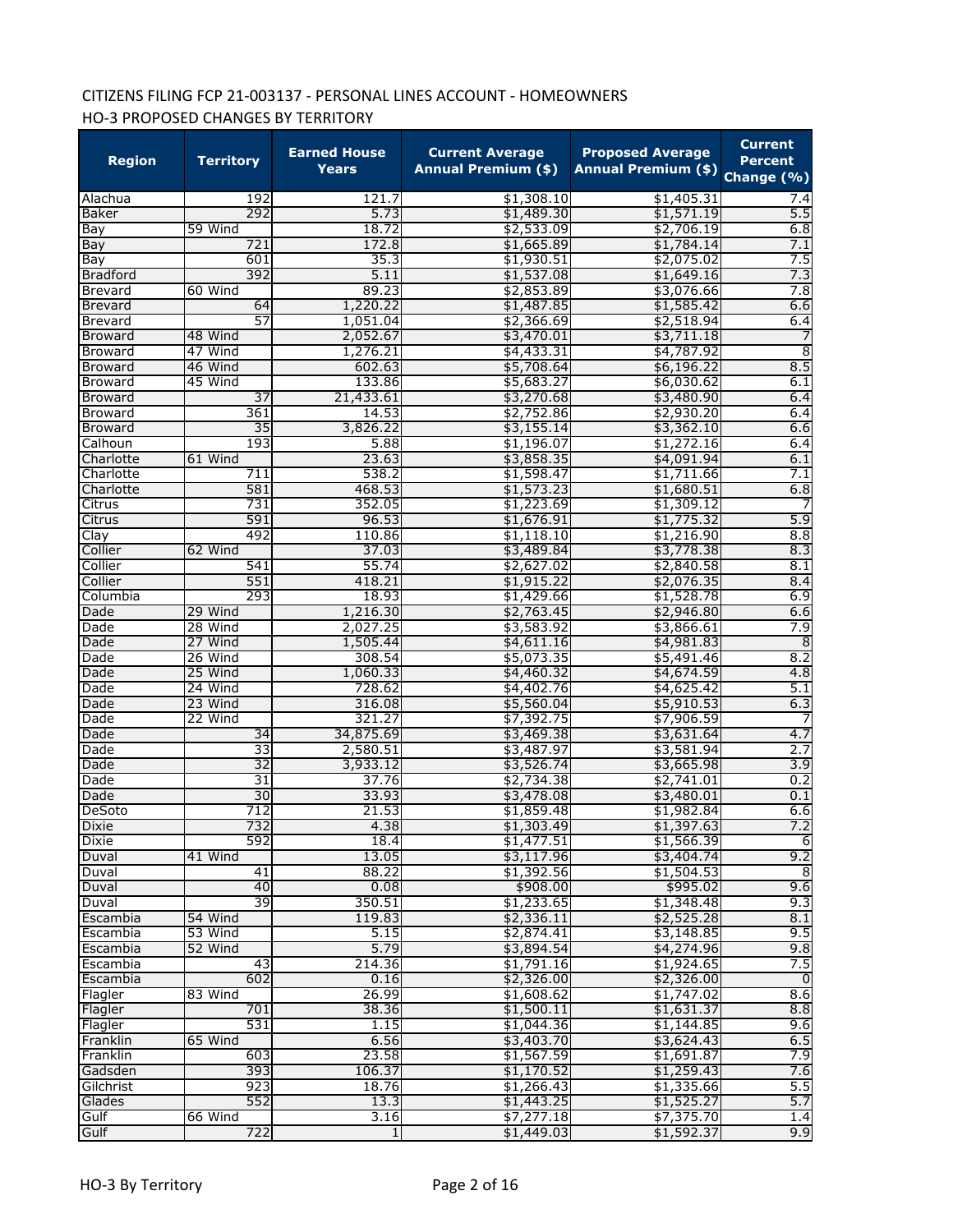CITIZENS FILING FCP 21-003137 - PERSONAL LINES ACCOUNT - HOMEOWNERS

HO-3 PROPOSED CHANGES BY TERRITORY

| Region | Territory | Earned House Years | Current Average Annual Premium ($) | Proposed Average Annual Premium ($) | Current Percent Change (%) |
|---|---|---|---|---|---|
| Alachua | 192 | 121.7 | $1,308.10 | $1,405.31 | 7.4 |
| Baker | 292 | 5.73 | $1,489.30 | $1,571.19 | 5.5 |
| Bay | 59 Wind | 18.72 | $2,533.09 | $2,706.19 | 6.8 |
| Bay | 721 | 172.8 | $1,665.89 | $1,784.14 | 7.1 |
| Bay | 601 | 35.3 | $1,930.51 | $2,075.02 | 7.5 |
| Bradford | 392 | 5.11 | $1,537.08 | $1,649.16 | 7.3 |
| Brevard | 60 Wind | 89.23 | $2,853.89 | $3,076.66 | 7.8 |
| Brevard | 64 | 1,220.22 | $1,487.85 | $1,585.42 | 6.6 |
| Brevard | 57 | 1,051.04 | $2,366.69 | $2,518.94 | 6.4 |
| Broward | 48 Wind | 2,052.67 | $3,470.01 | $3,711.18 | 7 |
| Broward | 47 Wind | 1,276.21 | $4,433.31 | $4,787.92 | 8 |
| Broward | 46 Wind | 602.63 | $5,708.64 | $6,196.22 | 8.5 |
| Broward | 45 Wind | 133.86 | $5,683.27 | $6,030.62 | 6.1 |
| Broward | 37 | 21,433.61 | $3,270.68 | $3,480.90 | 6.4 |
| Broward | 361 | 14.53 | $2,752.86 | $2,930.20 | 6.4 |
| Broward | 35 | 3,826.22 | $3,155.14 | $3,362.10 | 6.6 |
| Calhoun | 193 | 5.88 | $1,196.07 | $1,272.16 | 6.4 |
| Charlotte | 61 Wind | 23.63 | $3,858.35 | $4,091.94 | 6.1 |
| Charlotte | 711 | 538.2 | $1,598.47 | $1,711.66 | 7.1 |
| Charlotte | 581 | 468.53 | $1,573.23 | $1,680.51 | 6.8 |
| Citrus | 731 | 352.05 | $1,223.69 | $1,309.12 | 7 |
| Citrus | 591 | 96.53 | $1,676.91 | $1,775.32 | 5.9 |
| Clay | 492 | 110.86 | $1,118.10 | $1,216.90 | 8.8 |
| Collier | 62 Wind | 37.03 | $3,489.84 | $3,778.38 | 8.3 |
| Collier | 541 | 55.74 | $2,627.02 | $2,840.58 | 8.1 |
| Collier | 551 | 418.21 | $1,915.22 | $2,076.35 | 8.4 |
| Columbia | 293 | 18.93 | $1,429.66 | $1,528.78 | 6.9 |
| Dade | 29 Wind | 1,216.30 | $2,763.45 | $2,946.80 | 6.6 |
| Dade | 28 Wind | 2,027.25 | $3,583.92 | $3,866.61 | 7.9 |
| Dade | 27 Wind | 1,505.44 | $4,611.16 | $4,981.83 | 8 |
| Dade | 26 Wind | 308.54 | $5,073.35 | $5,491.46 | 8.2 |
| Dade | 25 Wind | 1,060.33 | $4,460.32 | $4,674.59 | 4.8 |
| Dade | 24 Wind | 728.62 | $4,402.76 | $4,625.42 | 5.1 |
| Dade | 23 Wind | 316.08 | $5,560.04 | $5,910.53 | 6.3 |
| Dade | 22 Wind | 321.27 | $7,392.75 | $7,906.59 | 7 |
| Dade | 34 | 34,875.69 | $3,469.38 | $3,631.64 | 4.7 |
| Dade | 33 | 2,580.51 | $3,487.97 | $3,581.94 | 2.7 |
| Dade | 32 | 3,933.12 | $3,526.74 | $3,665.98 | 3.9 |
| Dade | 31 | 37.76 | $2,734.38 | $2,741.01 | 0.2 |
| Dade | 30 | 33.93 | $3,478.08 | $3,480.01 | 0.1 |
| DeSoto | 712 | 21.53 | $1,859.48 | $1,982.84 | 6.6 |
| Dixie | 732 | 4.38 | $1,303.49 | $1,397.63 | 7.2 |
| Dixie | 592 | 18.4 | $1,477.51 | $1,566.39 | 6 |
| Duval | 41 Wind | 13.05 | $3,117.96 | $3,404.74 | 9.2 |
| Duval | 41 | 88.22 | $1,392.56 | $1,504.53 | 8 |
| Duval | 40 | 0.08 | $908.00 | $995.02 | 9.6 |
| Duval | 39 | 350.51 | $1,233.65 | $1,348.48 | 9.3 |
| Escambia | 54 Wind | 119.83 | $2,336.11 | $2,525.28 | 8.1 |
| Escambia | 53 Wind | 5.15 | $2,874.41 | $3,148.85 | 9.5 |
| Escambia | 52 Wind | 5.79 | $3,894.54 | $4,274.96 | 9.8 |
| Escambia | 43 | 214.36 | $1,791.16 | $1,924.65 | 7.5 |
| Escambia | 602 | 0.16 | $2,326.00 | $2,326.00 | 0 |
| Flagler | 83 Wind | 26.99 | $1,608.62 | $1,747.02 | 8.6 |
| Flagler | 701 | 38.36 | $1,500.11 | $1,631.37 | 8.8 |
| Flagler | 531 | 1.15 | $1,044.36 | $1,144.85 | 9.6 |
| Franklin | 65 Wind | 6.56 | $3,403.70 | $3,624.43 | 6.5 |
| Franklin | 603 | 23.58 | $1,567.59 | $1,691.87 | 7.9 |
| Gadsden | 393 | 106.37 | $1,170.52 | $1,259.43 | 7.6 |
| Gilchrist | 923 | 18.76 | $1,266.43 | $1,335.66 | 5.5 |
| Glades | 552 | 13.3 | $1,443.25 | $1,525.27 | 5.7 |
| Gulf | 66 Wind | 3.16 | $7,277.18 | $7,375.70 | 1.4 |
| Gulf | 722 | 1 | $1,449.03 | $1,592.37 | 9.9 |

HO-3 By Territory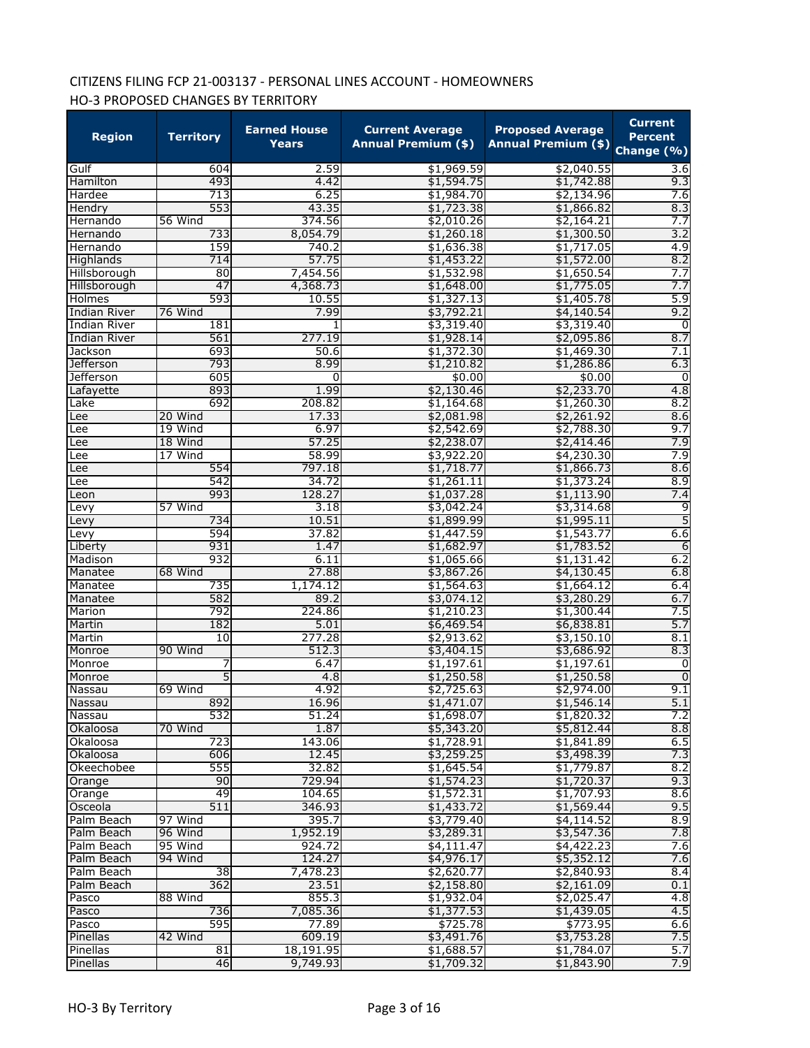CITIZENS FILING FCP 21-003137 - PERSONAL LINES ACCOUNT - HOMEOWNERS

HO-3 PROPOSED CHANGES BY TERRITORY

| Region | Territory | Earned House Years | Current Average Annual Premium ($) | Proposed Average Annual Premium ($) | Current Percent Change (%) |
|---|---|---|---|---|---|
| Gulf | 604 | 2.59 | $1,969.59 | $2,040.55 | 3.6 |
| Hamilton | 493 | 4.42 | $1,594.75 | $1,742.88 | 9.3 |
| Hardee | 713 | 6.25 | $1,984.70 | $2,134.96 | 7.6 |
| Hendry | 553 | 43.35 | $1,723.38 | $1,866.82 | 8.3 |
| Hernando | 56 Wind | 374.56 | $2,010.26 | $2,164.21 | 7.7 |
| Hernando | 733 | 8,054.79 | $1,260.18 | $1,300.50 | 3.2 |
| Hernando | 159 | 740.2 | $1,636.38 | $1,717.05 | 4.9 |
| Highlands | 714 | 57.75 | $1,453.22 | $1,572.00 | 8.2 |
| Hillsborough | 80 | 7,454.56 | $1,532.98 | $1,650.54 | 7.7 |
| Hillsborough | 47 | 4,368.73 | $1,648.00 | $1,775.05 | 7.7 |
| Holmes | 593 | 10.55 | $1,327.13 | $1,405.78 | 5.9 |
| Indian River | 76 Wind | 7.99 | $3,792.21 | $4,140.54 | 9.2 |
| Indian River | 181 | 1 | $3,319.40 | $3,319.40 | 0 |
| Indian River | 561 | 277.19 | $1,928.14 | $2,095.86 | 8.7 |
| Jackson | 693 | 50.6 | $1,372.30 | $1,469.30 | 7.1 |
| Jefferson | 793 | 8.99 | $1,210.82 | $1,286.86 | 6.3 |
| Jefferson | 605 | 0 | $0.00 | $0.00 | 0 |
| Lafayette | 893 | 1.99 | $2,130.46 | $2,233.70 | 4.8 |
| Lake | 692 | 208.82 | $1,164.68 | $1,260.30 | 8.2 |
| Lee | 20 Wind | 17.33 | $2,081.98 | $2,261.92 | 8.6 |
| Lee | 19 Wind | 6.97 | $2,542.69 | $2,788.30 | 9.7 |
| Lee | 18 Wind | 57.25 | $2,238.07 | $2,414.46 | 7.9 |
| Lee | 17 Wind | 58.99 | $3,922.20 | $4,230.30 | 7.9 |
| Lee | 554 | 797.18 | $1,718.77 | $1,866.73 | 8.6 |
| Lee | 542 | 34.72 | $1,261.11 | $1,373.24 | 8.9 |
| Leon | 993 | 128.27 | $1,037.28 | $1,113.90 | 7.4 |
| Levy | 57 Wind | 3.18 | $3,042.24 | $3,314.68 | 9 |
| Levy | 734 | 10.51 | $1,899.99 | $1,995.11 | 5 |
| Levy | 594 | 37.82 | $1,447.59 | $1,543.77 | 6.6 |
| Liberty | 931 | 1.47 | $1,682.97 | $1,783.52 | 6 |
| Madison | 932 | 6.11 | $1,065.66 | $1,131.42 | 6.2 |
| Manatee | 68 Wind | 27.88 | $3,867.26 | $4,130.45 | 6.8 |
| Manatee | 735 | 1,174.12 | $1,564.63 | $1,664.12 | 6.4 |
| Manatee | 582 | 89.2 | $3,074.12 | $3,280.29 | 6.7 |
| Marion | 792 | 224.86 | $1,210.23 | $1,300.44 | 7.5 |
| Martin | 182 | 5.01 | $6,469.54 | $6,838.81 | 5.7 |
| Martin | 10 | 277.28 | $2,913.62 | $3,150.10 | 8.1 |
| Monroe | 90 Wind | 512.3 | $3,404.15 | $3,686.92 | 8.3 |
| Monroe | 7 | 6.47 | $1,197.61 | $1,197.61 | 0 |
| Monroe | 5 | 4.8 | $1,250.58 | $1,250.58 | 0 |
| Nassau | 69 Wind | 4.92 | $2,725.63 | $2,974.00 | 9.1 |
| Nassau | 892 | 16.96 | $1,471.07 | $1,546.14 | 5.1 |
| Nassau | 532 | 51.24 | $1,698.07 | $1,820.32 | 7.2 |
| Okaloosa | 70 Wind | 1.87 | $5,343.20 | $5,812.44 | 8.8 |
| Okaloosa | 723 | 143.06 | $1,728.91 | $1,841.89 | 6.5 |
| Okaloosa | 606 | 12.45 | $3,259.25 | $3,498.39 | 7.3 |
| Okeechobee | 555 | 32.82 | $1,645.54 | $1,779.87 | 8.2 |
| Orange | 90 | 729.94 | $1,574.23 | $1,720.37 | 9.3 |
| Orange | 49 | 104.65 | $1,572.31 | $1,707.93 | 8.6 |
| Osceola | 511 | 346.93 | $1,433.72 | $1,569.44 | 9.5 |
| Palm Beach | 97 Wind | 395.7 | $3,779.40 | $4,114.52 | 8.9 |
| Palm Beach | 96 Wind | 1,952.19 | $3,289.31 | $3,547.36 | 7.8 |
| Palm Beach | 95 Wind | 924.72 | $4,111.47 | $4,422.23 | 7.6 |
| Palm Beach | 94 Wind | 124.27 | $4,976.17 | $5,352.12 | 7.6 |
| Palm Beach | 38 | 7,478.23 | $2,620.77 | $2,840.93 | 8.4 |
| Palm Beach | 362 | 23.51 | $2,158.80 | $2,161.09 | 0.1 |
| Pasco | 88 Wind | 855.3 | $1,932.04 | $2,025.47 | 4.8 |
| Pasco | 736 | 7,085.36 | $1,377.53 | $1,439.05 | 4.5 |
| Pasco | 595 | 77.89 | $725.78 | $773.95 | 6.6 |
| Pinellas | 42 Wind | 609.19 | $3,491.76 | $3,753.28 | 7.5 |
| Pinellas | 81 | 18,191.95 | $1,688.57 | $1,784.07 | 5.7 |
| Pinellas | 46 | 9,749.93 | $1,709.32 | $1,843.90 | 7.9 |

HO-3 By Territory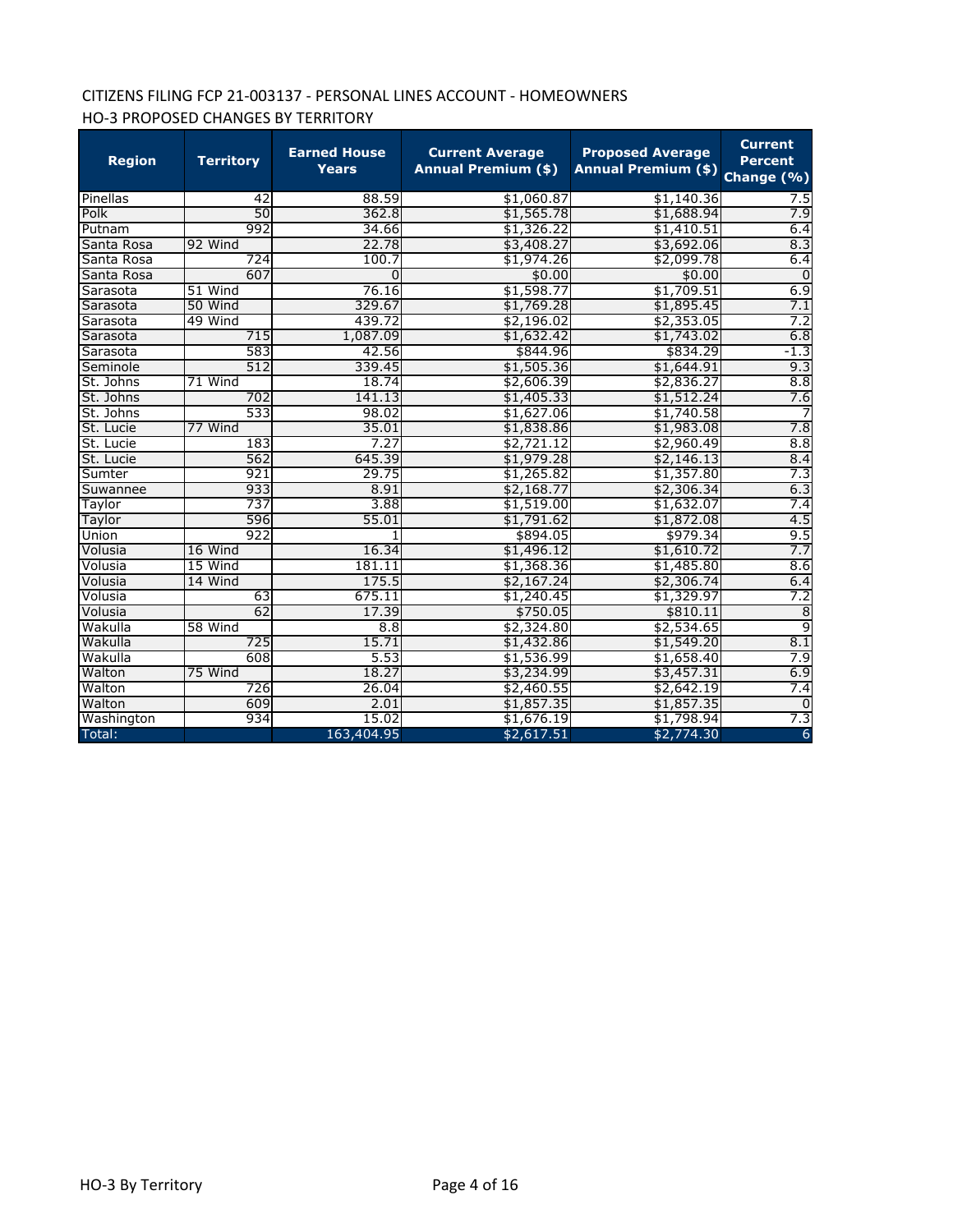CITIZENS FILING FCP 21-003137 - PERSONAL LINES ACCOUNT - HOMEOWNERS

HO-3 PROPOSED CHANGES BY TERRITORY

| Region | Territory | Earned House Years | Current Average Annual Premium ($) | Proposed Average Annual Premium ($) | Current Percent Change (%) |
|---|---|---|---|---|---|
| Pinellas | 42 | 88.59 | $1,060.87 | $1,140.36 | 7.5 |
| Polk | 50 | 362.8 | $1,565.78 | $1,688.94 | 7.9 |
| Putnam | 992 | 34.66 | $1,326.22 | $1,410.51 | 6.4 |
| Santa Rosa | 92 Wind | 22.78 | $3,408.27 | $3,692.06 | 8.3 |
| Santa Rosa | 724 | 100.7 | $1,974.26 | $2,099.78 | 6.4 |
| Santa Rosa | 607 | 0 | $0.00 | $0.00 | 0 |
| Sarasota | 51 Wind | 76.16 | $1,598.77 | $1,709.51 | 6.9 |
| Sarasota | 50 Wind | 329.67 | $1,769.28 | $1,895.45 | 7.1 |
| Sarasota | 49 Wind | 439.72 | $2,196.02 | $2,353.05 | 7.2 |
| Sarasota | 715 | 1,087.09 | $1,632.42 | $1,743.02 | 6.8 |
| Sarasota | 583 | 42.56 | $844.96 | $834.29 | -1.3 |
| Seminole | 512 | 339.45 | $1,505.36 | $1,644.91 | 9.3 |
| St. Johns | 71 Wind | 18.74 | $2,606.39 | $2,836.27 | 8.8 |
| St. Johns | 702 | 141.13 | $1,405.33 | $1,512.24 | 7.6 |
| St. Johns | 533 | 98.02 | $1,627.06 | $1,740.58 | 7 |
| St. Lucie | 77 Wind | 35.01 | $1,838.86 | $1,983.08 | 7.8 |
| St. Lucie | 183 | 7.27 | $2,721.12 | $2,960.49 | 8.8 |
| St. Lucie | 562 | 645.39 | $1,979.28 | $2,146.13 | 8.4 |
| Sumter | 921 | 29.75 | $1,265.82 | $1,357.80 | 7.3 |
| Suwannee | 933 | 8.91 | $2,168.77 | $2,306.34 | 6.3 |
| Taylor | 737 | 3.88 | $1,519.00 | $1,632.07 | 7.4 |
| Taylor | 596 | 55.01 | $1,791.62 | $1,872.08 | 4.5 |
| Union | 922 | 1 | $894.05 | $979.34 | 9.5 |
| Volusia | 16 Wind | 16.34 | $1,496.12 | $1,610.72 | 7.7 |
| Volusia | 15 Wind | 181.11 | $1,368.36 | $1,485.80 | 8.6 |
| Volusia | 14 Wind | 175.5 | $2,167.24 | $2,306.74 | 6.4 |
| Volusia | 63 | 675.11 | $1,240.45 | $1,329.97 | 7.2 |
| Volusia | 62 | 17.39 | $750.05 | $810.11 | 8 |
| Wakulla | 58 Wind | 8.8 | $2,324.80 | $2,534.65 | 9 |
| Wakulla | 725 | 15.71 | $1,432.86 | $1,549.20 | 8.1 |
| Wakulla | 608 | 5.53 | $1,536.99 | $1,658.40 | 7.9 |
| Walton | 75 Wind | 18.27 | $3,234.99 | $3,457.31 | 6.9 |
| Walton | 726 | 26.04 | $2,460.55 | $2,642.19 | 7.4 |
| Walton | 609 | 2.01 | $1,857.35 | $1,857.35 | 0 |
| Washington | 934 | 15.02 | $1,676.19 | $1,798.94 | 7.3 |
| Total: | | 163,404.95 | $2,617.51 | $2,774.30 | 6 |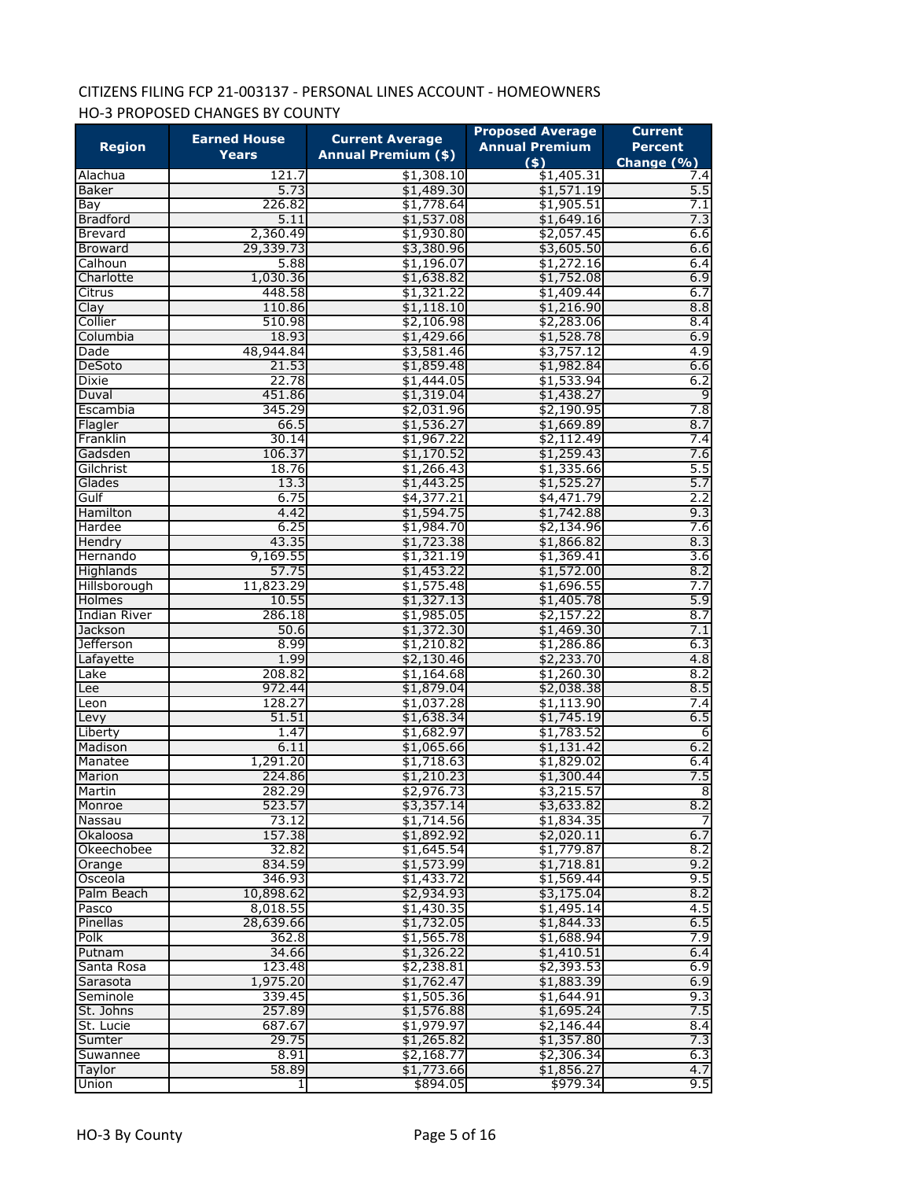CITIZENS FILING FCP 21-003137 - PERSONAL LINES ACCOUNT - HOMEOWNERS

HO-3 PROPOSED CHANGES BY COUNTY

| Region | Earned House Years | Current Average Annual Premium ($) | Proposed Average Annual Premium ($) | Current Percent Change (%) |
|---|---|---|---|---|
| Alachua | 121.7 | $1,308.10 | $1,405.31 | 7.4 |
| Baker | 5.73 | $1,489.30 | $1,571.19 | 5.5 |
| Bay | 226.82 | $1,778.64 | $1,905.51 | 7.1 |
| Bradford | 5.11 | $1,537.08 | $1,649.16 | 7.3 |
| Brevard | 2,360.49 | $1,930.80 | $2,057.45 | 6.6 |
| Broward | 29,339.73 | $3,380.96 | $3,605.50 | 6.6 |
| Calhoun | 5.88 | $1,196.07 | $1,272.16 | 6.4 |
| Charlotte | 1,030.36 | $1,638.82 | $1,752.08 | 6.9 |
| Citrus | 448.58 | $1,321.22 | $1,409.44 | 6.7 |
| Clay | 110.86 | $1,118.10 | $1,216.90 | 8.8 |
| Collier | 510.98 | $2,106.98 | $2,283.06 | 8.4 |
| Columbia | 18.93 | $1,429.66 | $1,528.78 | 6.9 |
| Dade | 48,944.84 | $3,581.46 | $3,757.12 | 4.9 |
| DeSoto | 21.53 | $1,859.48 | $1,982.84 | 6.6 |
| Dixie | 22.78 | $1,444.05 | $1,533.94 | 6.2 |
| Duval | 451.86 | $1,319.04 | $1,438.27 | 9 |
| Escambia | 345.29 | $2,031.96 | $2,190.95 | 7.8 |
| Flagler | 66.5 | $1,536.27 | $1,669.89 | 8.7 |
| Franklin | 30.14 | $1,967.22 | $2,112.49 | 7.4 |
| Gadsden | 106.37 | $1,170.52 | $1,259.43 | 7.6 |
| Gilchrist | 18.76 | $1,266.43 | $1,335.66 | 5.5 |
| Glades | 13.3 | $1,443.25 | $1,525.27 | 5.7 |
| Gulf | 6.75 | $4,377.21 | $4,471.79 | 2.2 |
| Hamilton | 4.42 | $1,594.75 | $1,742.88 | 9.3 |
| Hardee | 6.25 | $1,984.70 | $2,134.96 | 7.6 |
| Hendry | 43.35 | $1,723.38 | $1,866.82 | 8.3 |
| Hernando | 9,169.55 | $1,321.19 | $1,369.41 | 3.6 |
| Highlands | 57.75 | $1,453.22 | $1,572.00 | 8.2 |
| Hillsborough | 11,823.29 | $1,575.48 | $1,696.55 | 7.7 |
| Holmes | 10.55 | $1,327.13 | $1,405.78 | 5.9 |
| Indian River | 286.18 | $1,985.05 | $2,157.22 | 8.7 |
| Jackson | 50.6 | $1,372.30 | $1,469.30 | 7.1 |
| Jefferson | 8.99 | $1,210.82 | $1,286.86 | 6.3 |
| Lafayette | 1.99 | $2,130.46 | $2,233.70 | 4.8 |
| Lake | 208.82 | $1,164.68 | $1,260.30 | 8.2 |
| Lee | 972.44 | $1,879.04 | $2,038.38 | 8.5 |
| Leon | 128.27 | $1,037.28 | $1,113.90 | 7.4 |
| Levy | 51.51 | $1,638.34 | $1,745.19 | 6.5 |
| Liberty | 1.47 | $1,682.97 | $1,783.52 | 6 |
| Madison | 6.11 | $1,065.66 | $1,131.42 | 6.2 |
| Manatee | 1,291.20 | $1,718.63 | $1,829.02 | 6.4 |
| Marion | 224.86 | $1,210.23 | $1,300.44 | 7.5 |
| Martin | 282.29 | $2,976.73 | $3,215.57 | 8 |
| Monroe | 523.57 | $3,357.14 | $3,633.82 | 8.2 |
| Nassau | 73.12 | $1,714.56 | $1,834.35 | 7 |
| Okaloosa | 157.38 | $1,892.92 | $2,020.11 | 6.7 |
| Okeechobee | 32.82 | $1,645.54 | $1,779.87 | 8.2 |
| Orange | 834.59 | $1,573.99 | $1,718.81 | 9.2 |
| Osceola | 346.93 | $1,433.72 | $1,569.44 | 9.5 |
| Palm Beach | 10,898.62 | $2,934.93 | $3,175.04 | 8.2 |
| Pasco | 8,018.55 | $1,430.35 | $1,495.14 | 4.5 |
| Pinellas | 28,639.66 | $1,732.05 | $1,844.33 | 6.5 |
| Polk | 362.8 | $1,565.78 | $1,688.94 | 7.9 |
| Putnam | 34.66 | $1,326.22 | $1,410.51 | 6.4 |
| Santa Rosa | 123.48 | $2,238.81 | $2,393.53 | 6.9 |
| Sarasota | 1,975.20 | $1,762.47 | $1,883.39 | 6.9 |
| Seminole | 339.45 | $1,505.36 | $1,644.91 | 9.3 |
| St. Johns | 257.89 | $1,576.88 | $1,695.24 | 7.5 |
| St. Lucie | 687.67 | $1,979.97 | $2,146.44 | 8.4 |
| Sumter | 29.75 | $1,265.82 | $1,357.80 | 7.3 |
| Suwannee | 8.91 | $2,168.77 | $2,306.34 | 6.3 |
| Taylor | 58.89 | $1,773.66 | $1,856.27 | 4.7 |
| Union | 1 | $894.05 | $979.34 | 9.5 |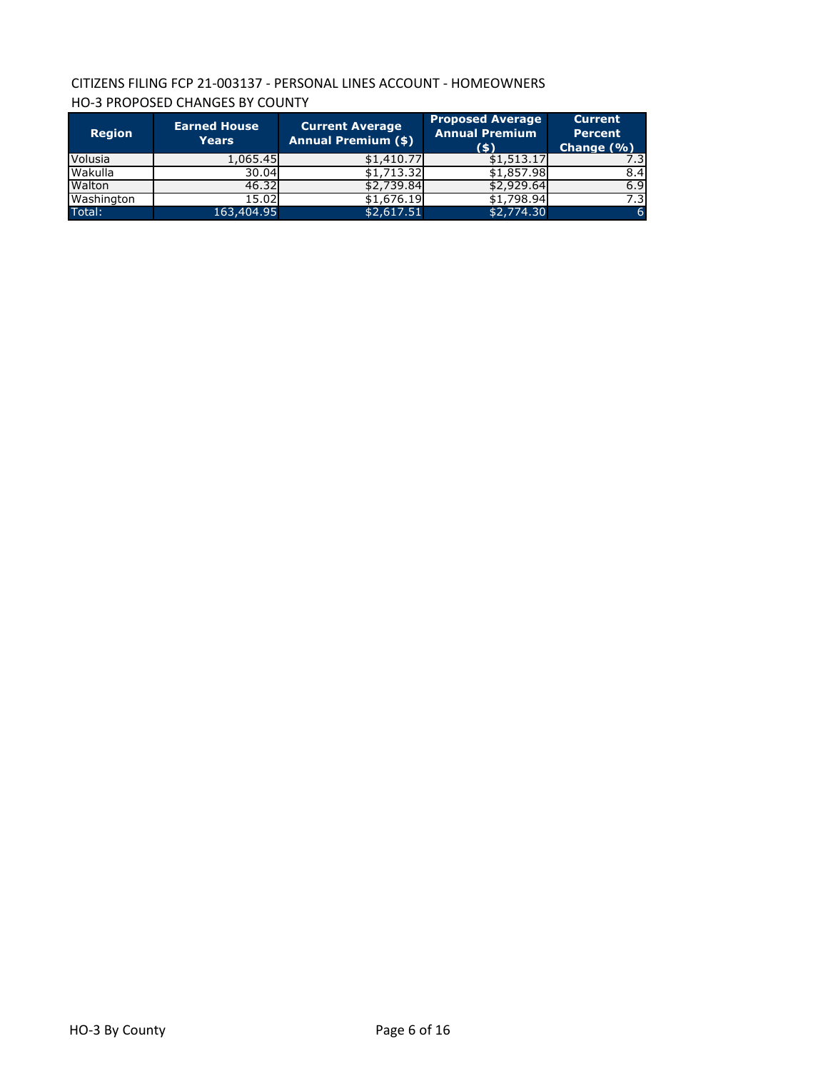CITIZENS FILING FCP 21-003137 - PERSONAL LINES ACCOUNT - HOMEOWNERS

HO-3 PROPOSED CHANGES BY COUNTY

| Region | Earned House Years | Current Average Annual Premium ($) | Proposed Average Annual Premium ($) | Current Percent Change (%) |
|---|---|---|---|---|
| Volusia | 1,065.45 | $1,410.77 | $1,513.17 | 7.3 |
| Wakulla | 30.04 | $1,713.32 | $1,857.98 | 8.4 |
| Walton | 46.32 | $2,739.84 | $2,929.64 | 6.9 |
| Washington | 15.02 | $1,676.19 | $1,798.94 | 7.3 |
| Total: | 163,404.95 | $2,617.51 | $2,774.30 | 6 |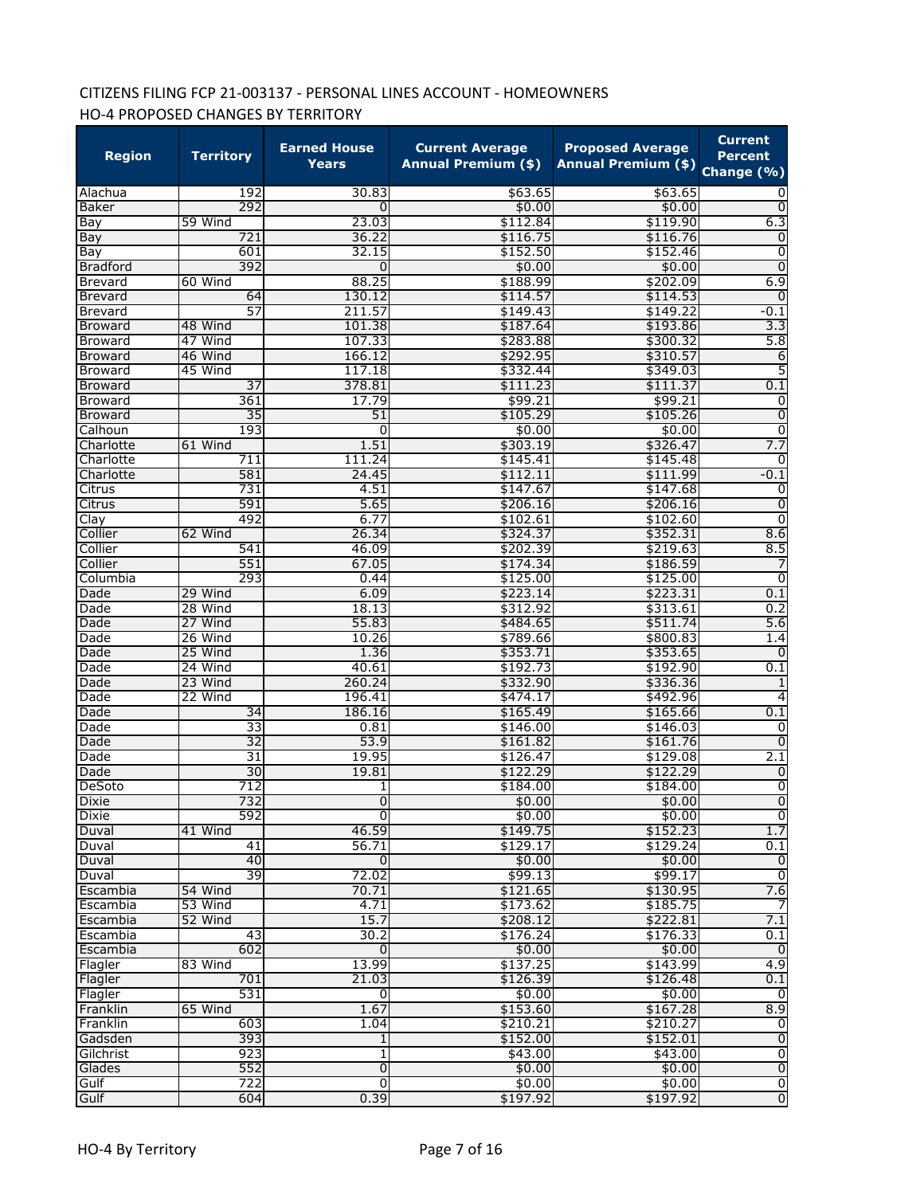CITIZENS FILING FCP 21-003137 - PERSONAL LINES ACCOUNT - HOMEOWNERS

HO-4 PROPOSED CHANGES BY TERRITORY

| Region | Territory | Earned House Years | Current Average Annual Premium ($) | Proposed Average Annual Premium ($) | Current Percent Change (%) |
|---|---|---|---|---|---|
| Alachua | 192 | 30.83 | $63.65 | $63.65 | 0 |
| Baker | 292 | 0 | $0.00 | $0.00 | 0 |
| Bay | 59 Wind | 23.03 | $112.84 | $119.90 | 6.3 |
| Bay | 721 | 36.22 | $116.75 | $116.76 | 0 |
| Bay | 601 | 32.15 | $152.50 | $152.46 | 0 |
| Bradford | 392 | 0 | $0.00 | $0.00 | 0 |
| Brevard | 60 Wind | 88.25 | $188.99 | $202.09 | 6.9 |
| Brevard | 64 | 130.12 | $114.57 | $114.53 | 0 |
| Brevard | 57 | 211.57 | $149.43 | $149.22 | -0.1 |
| Broward | 48 Wind | 101.38 | $187.64 | $193.86 | 3.3 |
| Broward | 47 Wind | 107.33 | $283.88 | $300.32 | 5.8 |
| Broward | 46 Wind | 166.12 | $292.95 | $310.57 | 6 |
| Broward | 45 Wind | 117.18 | $332.44 | $349.03 | 5 |
| Broward | 37 | 378.81 | $111.23 | $111.37 | 0.1 |
| Broward | 361 | 17.79 | $99.21 | $99.21 | 0 |
| Broward | 35 | 51 | $105.29 | $105.26 | 0 |
| Calhoun | 193 | 0 | $0.00 | $0.00 | 0 |
| Charlotte | 61 Wind | 1.51 | $303.19 | $326.47 | 7.7 |
| Charlotte | 711 | 111.24 | $145.41 | $145.48 | 0 |
| Charlotte | 581 | 24.45 | $112.11 | $111.99 | -0.1 |
| Citrus | 731 | 4.51 | $147.67 | $147.68 | 0 |
| Citrus | 591 | 5.65 | $206.16 | $206.16 | 0 |
| Clay | 492 | 6.77 | $102.61 | $102.60 | 0 |
| Collier | 62 Wind | 26.34 | $324.37 | $352.31 | 8.6 |
| Collier | 541 | 46.09 | $202.39 | $219.63 | 8.5 |
| Collier | 551 | 67.05 | $174.34 | $186.59 | 7 |
| Columbia | 293 | 0.44 | $125.00 | $125.00 | 0 |
| Dade | 29 Wind | 6.09 | $223.14 | $223.31 | 0.1 |
| Dade | 28 Wind | 18.13 | $312.92 | $313.61 | 0.2 |
| Dade | 27 Wind | 55.83 | $484.65 | $511.74 | 5.6 |
| Dade | 26 Wind | 10.26 | $789.66 | $800.83 | 1.4 |
| Dade | 25 Wind | 1.36 | $353.71 | $353.65 | 0 |
| Dade | 24 Wind | 40.61 | $192.73 | $192.90 | 0.1 |
| Dade | 23 Wind | 260.24 | $332.90 | $336.36 | 1 |
| Dade | 22 Wind | 196.41 | $474.17 | $492.96 | 4 |
| Dade | 34 | 186.16 | $165.49 | $165.66 | 0.1 |
| Dade | 33 | 0.81 | $146.00 | $146.03 | 0 |
| Dade | 32 | 53.9 | $161.82 | $161.76 | 0 |
| Dade | 31 | 19.95 | $126.47 | $129.08 | 2.1 |
| Dade | 30 | 19.81 | $122.29 | $122.29 | 0 |
| DeSoto | 712 | 1 | $184.00 | $184.00 | 0 |
| Dixie | 732 | 0 | $0.00 | $0.00 | 0 |
| Dixie | 592 | 0 | $0.00 | $0.00 | 0 |
| Duval | 41 Wind | 46.59 | $149.75 | $152.23 | 1.7 |
| Duval | 41 | 56.71 | $129.17 | $129.24 | 0.1 |
| Duval | 40 | 0 | $0.00 | $0.00 | 0 |
| Duval | 39 | 72.02 | $99.13 | $99.17 | 0 |
| Escambia | 54 Wind | 70.71 | $121.65 | $130.95 | 7.6 |
| Escambia | 53 Wind | 4.71 | $173.62 | $185.75 | 7 |
| Escambia | 52 Wind | 15.7 | $208.12 | $222.81 | 7.1 |
| Escambia | 43 | 30.2 | $176.24 | $176.33 | 0.1 |
| Escambia | 602 | 0 | $0.00 | $0.00 | 0 |
| Flagler | 83 Wind | 13.99 | $137.25 | $143.99 | 4.9 |
| Flagler | 701 | 21.03 | $126.39 | $126.48 | 0.1 |
| Flagler | 531 | 0 | $0.00 | $0.00 | 0 |
| Franklin | 65 Wind | 1.67 | $153.60 | $167.28 | 8.9 |
| Franklin | 603 | 1.04 | $210.21 | $210.27 | 0 |
| Gadsden | 393 | 1 | $152.00 | $152.01 | 0 |
| Gilchrist | 923 | 1 | $43.00 | $43.00 | 0 |
| Glades | 552 | 0 | $0.00 | $0.00 | 0 |
| Gulf | 722 | 0 | $0.00 | $0.00 | 0 |
| Gulf | 604 | 0.39 | $197.92 | $197.92 | 0 |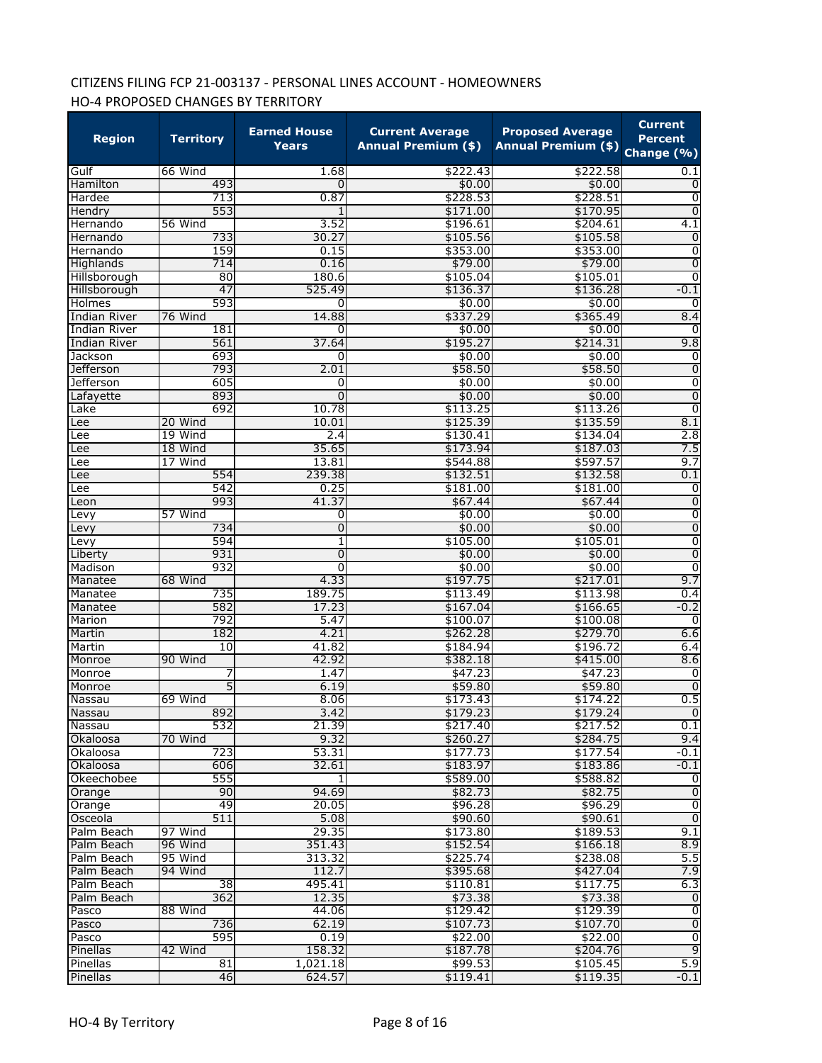CITIZENS FILING FCP 21-003137 - PERSONAL LINES ACCOUNT - HOMEOWNERS

HO-4 PROPOSED CHANGES BY TERRITORY

| Region | Territory | Earned House Years | Current Average Annual Premium ($) | Proposed Average Annual Premium ($) | Current Percent Change (%) |
|---|---|---|---|---|---|
| Gulf | 66 Wind | 1.68 | $222.43 | $222.58 | 0.1 |
| Hamilton | 493 | 0 | $0.00 | $0.00 | 0 |
| Hardee | 713 | 0.87 | $228.53 | $228.51 | 0 |
| Hendry | 553 | 1 | $171.00 | $170.95 | 0 |
| Hernando | 56 Wind | 3.52 | $196.61 | $204.61 | 4.1 |
| Hernando | 733 | 30.27 | $105.56 | $105.58 | 0 |
| Hernando | 159 | 0.15 | $353.00 | $353.00 | 0 |
| Highlands | 714 | 0.16 | $79.00 | $79.00 | 0 |
| Hillsborough | 80 | 180.6 | $105.04 | $105.01 | 0 |
| Hillsborough | 47 | 525.49 | $136.37 | $136.28 | -0.1 |
| Holmes | 593 | 0 | $0.00 | $0.00 | 0 |
| Indian River | 76 Wind | 14.88 | $337.29 | $365.49 | 8.4 |
| Indian River | 181 | 0 | $0.00 | $0.00 | 0 |
| Indian River | 561 | 37.64 | $195.27 | $214.31 | 9.8 |
| Jackson | 693 | 0 | $0.00 | $0.00 | 0 |
| Jefferson | 793 | 2.01 | $58.50 | $58.50 | 0 |
| Jefferson | 605 | 0 | $0.00 | $0.00 | 0 |
| Lafayette | 893 | 0 | $0.00 | $0.00 | 0 |
| Lake | 692 | 10.78 | $113.25 | $113.26 | 0 |
| Lee | 20 Wind | 10.01 | $125.39 | $135.59 | 8.1 |
| Lee | 19 Wind | 2.4 | $130.41 | $134.04 | 2.8 |
| Lee | 18 Wind | 35.65 | $173.94 | $187.03 | 7.5 |
| Lee | 17 Wind | 13.81 | $544.88 | $597.57 | 9.7 |
| Lee | 554 | 239.38 | $132.51 | $132.58 | 0.1 |
| Lee | 542 | 0.25 | $181.00 | $181.00 | 0 |
| Leon | 993 | 41.37 | $67.44 | $67.44 | 0 |
| Levy | 57 Wind | 0 | $0.00 | $0.00 | 0 |
| Levy | 734 | 0 | $0.00 | $0.00 | 0 |
| Levy | 594 | 1 | $105.00 | $105.01 | 0 |
| Liberty | 931 | 0 | $0.00 | $0.00 | 0 |
| Madison | 932 | 0 | $0.00 | $0.00 | 0 |
| Manatee | 68 Wind | 4.33 | $197.75 | $217.01 | 9.7 |
| Manatee | 735 | 189.75 | $113.49 | $113.98 | 0.4 |
| Manatee | 582 | 17.23 | $167.04 | $166.65 | -0.2 |
| Marion | 792 | 5.47 | $100.07 | $100.08 | 0 |
| Martin | 182 | 4.21 | $262.28 | $279.70 | 6.6 |
| Martin | 10 | 41.82 | $184.94 | $196.72 | 6.4 |
| Monroe | 90 Wind | 42.92 | $382.18 | $415.00 | 8.6 |
| Monroe | 7 | 1.47 | $47.23 | $47.23 | 0 |
| Monroe | 5 | 6.19 | $59.80 | $59.80 | 0 |
| Nassau | 69 Wind | 8.06 | $173.43 | $174.22 | 0.5 |
| Nassau | 892 | 3.42 | $179.23 | $179.24 | 0 |
| Nassau | 532 | 21.39 | $217.40 | $217.52 | 0.1 |
| Okaloosa | 70 Wind | 9.32 | $260.27 | $284.75 | 9.4 |
| Okaloosa | 723 | 53.31 | $177.73 | $177.54 | -0.1 |
| Okaloosa | 606 | 32.61 | $183.97 | $183.86 | -0.1 |
| Okeechobee | 555 | 1 | $589.00 | $588.82 | 0 |
| Orange | 90 | 94.69 | $82.73 | $82.75 | 0 |
| Orange | 49 | 20.05 | $96.28 | $96.29 | 0 |
| Osceola | 511 | 5.08 | $90.60 | $90.61 | 0 |
| Palm Beach | 97 Wind | 29.35 | $173.80 | $189.53 | 9.1 |
| Palm Beach | 96 Wind | 351.43 | $152.54 | $166.18 | 8.9 |
| Palm Beach | 95 Wind | 313.32 | $225.74 | $238.08 | 5.5 |
| Palm Beach | 94 Wind | 112.7 | $395.68 | $427.04 | 7.9 |
| Palm Beach | 38 | 495.41 | $110.81 | $117.75 | 6.3 |
| Palm Beach | 362 | 12.35 | $73.38 | $73.38 | 0 |
| Pasco | 88 Wind | 44.06 | $129.42 | $129.39 | 0 |
| Pasco | 736 | 62.19 | $107.73 | $107.70 | 0 |
| Pasco | 595 | 0.19 | $22.00 | $22.00 | 0 |
| Pinellas | 42 Wind | 158.32 | $187.78 | $204.76 | 9 |
| Pinellas | 81 | 1,021.18 | $99.53 | $105.45 | 5.9 |
| Pinellas | 46 | 624.57 | $119.41 | $119.35 | -0.1 |

HO-4 By Territory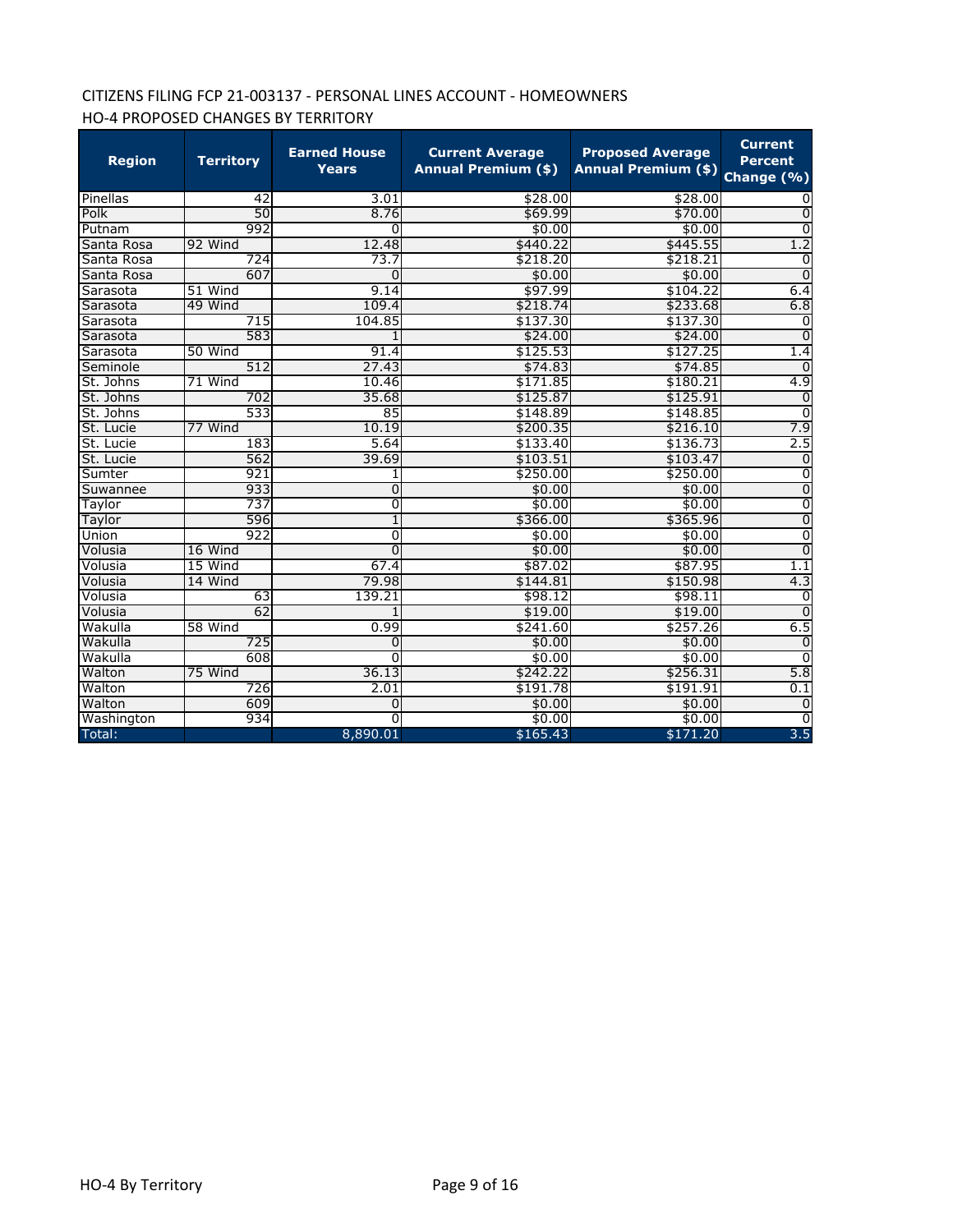CITIZENS FILING FCP 21-003137 - PERSONAL LINES ACCOUNT - HOMEOWNERS

HO-4 PROPOSED CHANGES BY TERRITORY

| Region | Territory | Earned House Years | Current Average Annual Premium ($) | Proposed Average Annual Premium ($) | Current Percent Change (%) |
|---|---|---|---|---|---|
| Pinellas | 42 | 3.01 | $28.00 | $28.00 | 0 |
| Polk | 50 | 8.76 | $69.99 | $70.00 | 0 |
| Putnam | 992 | 0 | $0.00 | $0.00 | 0 |
| Santa Rosa | 92 Wind | 12.48 | $440.22 | $445.55 | 1.2 |
| Santa Rosa | 724 | 73.7 | $218.20 | $218.21 | 0 |
| Santa Rosa | 607 | 0 | $0.00 | $0.00 | 0 |
| Sarasota | 51 Wind | 9.14 | $97.99 | $104.22 | 6.4 |
| Sarasota | 49 Wind | 109.4 | $218.74 | $233.68 | 6.8 |
| Sarasota | 715 | 104.85 | $137.30 | $137.30 | 0 |
| Sarasota | 583 | 1 | $24.00 | $24.00 | 0 |
| Sarasota | 50 Wind | 91.4 | $125.53 | $127.25 | 1.4 |
| Seminole | 512 | 27.43 | $74.83 | $74.85 | 0 |
| St. Johns | 71 Wind | 10.46 | $171.85 | $180.21 | 4.9 |
| St. Johns | 702 | 35.68 | $125.87 | $125.91 | 0 |
| St. Johns | 533 | 85 | $148.89 | $148.85 | 0 |
| St. Lucie | 77 Wind | 10.19 | $200.35 | $216.10 | 7.9 |
| St. Lucie | 183 | 5.64 | $133.40 | $136.73 | 2.5 |
| St. Lucie | 562 | 39.69 | $103.51 | $103.47 | 0 |
| Sumter | 921 | 1 | $250.00 | $250.00 | 0 |
| Suwannee | 933 | 0 | $0.00 | $0.00 | 0 |
| Taylor | 737 | 0 | $0.00 | $0.00 | 0 |
| Taylor | 596 | 1 | $366.00 | $365.96 | 0 |
| Union | 922 | 0 | $0.00 | $0.00 | 0 |
| Volusia | 16 Wind | 0 | $0.00 | $0.00 | 0 |
| Volusia | 15 Wind | 67.4 | $87.02 | $87.95 | 1.1 |
| Volusia | 14 Wind | 79.98 | $144.81 | $150.98 | 4.3 |
| Volusia | 63 | 139.21 | $98.12 | $98.11 | 0 |
| Volusia | 62 | 1 | $19.00 | $19.00 | 0 |
| Wakulla | 58 Wind | 0.99 | $241.60 | $257.26 | 6.5 |
| Wakulla | 725 | 0 | $0.00 | $0.00 | 0 |
| Wakulla | 608 | 0 | $0.00 | $0.00 | 0 |
| Walton | 75 Wind | 36.13 | $242.22 | $256.31 | 5.8 |
| Walton | 726 | 2.01 | $191.78 | $191.91 | 0.1 |
| Walton | 609 | 0 | $0.00 | $0.00 | 0 |
| Washington | 934 | 0 | $0.00 | $0.00 | 0 |
| Total: | | 8,890.01 | $165.43 | $171.20 | 3.5 |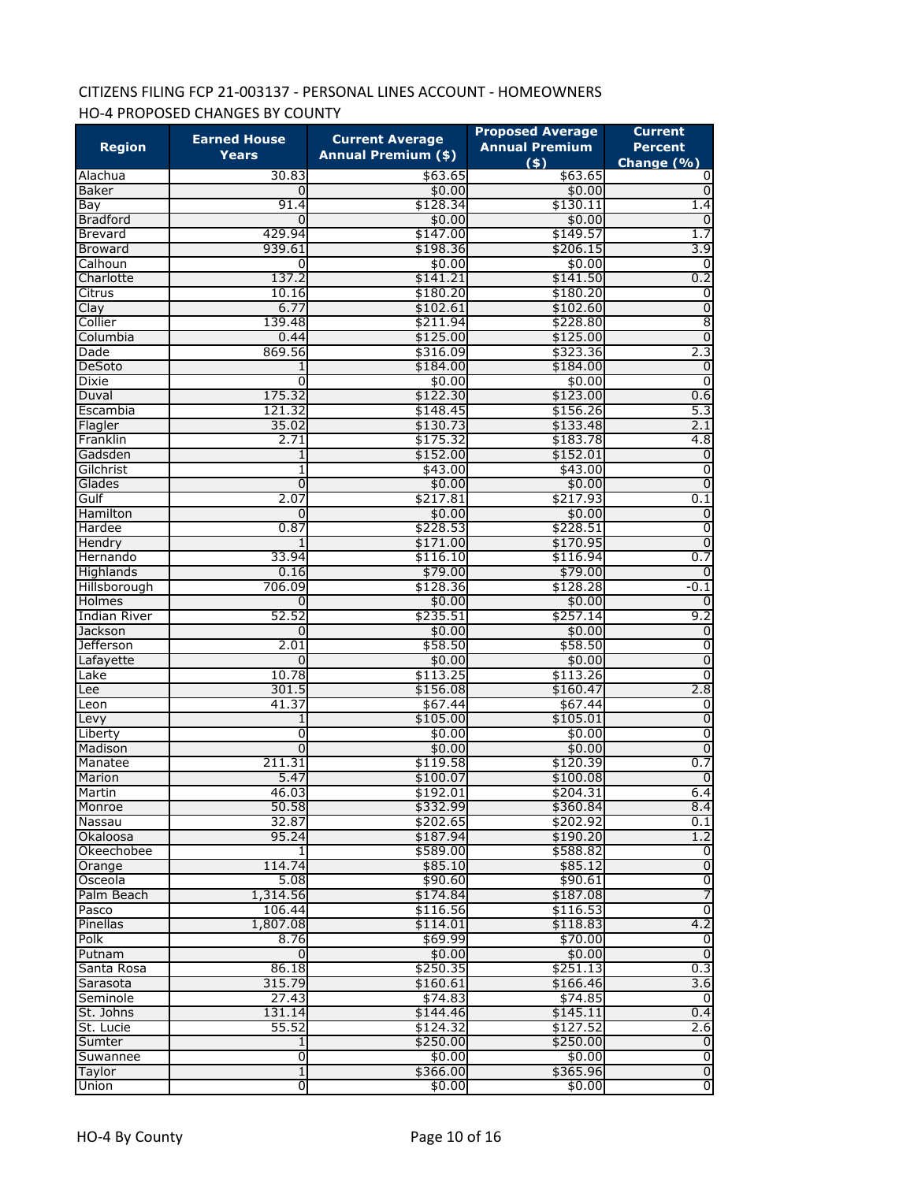CITIZENS FILING FCP 21-003137 - PERSONAL LINES ACCOUNT - HOMEOWNERS

HO-4 PROPOSED CHANGES BY COUNTY

| Region | Earned House Years | Current Average Annual Premium ($) | Proposed Average Annual Premium ($) | Current Percent Change (%) |
|---|---|---|---|---|
| Alachua | 30.83 | $63.65 | $63.65 | 0 |
| Baker | 0 | $0.00 | $0.00 | 0 |
| Bay | 91.4 | $128.34 | $130.11 | 1.4 |
| Bradford | 0 | $0.00 | $0.00 | 0 |
| Brevard | 429.94 | $147.00 | $149.57 | 1.7 |
| Broward | 939.61 | $198.36 | $206.15 | 3.9 |
| Calhoun | 0 | $0.00 | $0.00 | 0 |
| Charlotte | 137.2 | $141.21 | $141.50 | 0.2 |
| Citrus | 10.16 | $180.20 | $180.20 | 0 |
| Clay | 6.77 | $102.61 | $102.60 | 0 |
| Collier | 139.48 | $211.94 | $228.80 | 8 |
| Columbia | 0.44 | $125.00 | $125.00 | 0 |
| Dade | 869.56 | $316.09 | $323.36 | 2.3 |
| DeSoto | 1 | $184.00 | $184.00 | 0 |
| Dixie | 0 | $0.00 | $0.00 | 0 |
| Duval | 175.32 | $122.30 | $123.00 | 0.6 |
| Escambia | 121.32 | $148.45 | $156.26 | 5.3 |
| Flagler | 35.02 | $130.73 | $133.48 | 2.1 |
| Franklin | 2.71 | $175.32 | $183.78 | 4.8 |
| Gadsden | 1 | $152.00 | $152.01 | 0 |
| Gilchrist | 1 | $43.00 | $43.00 | 0 |
| Glades | 0 | $0.00 | $0.00 | 0 |
| Gulf | 2.07 | $217.81 | $217.93 | 0.1 |
| Hamilton | 0 | $0.00 | $0.00 | 0 |
| Hardee | 0.87 | $228.53 | $228.51 | 0 |
| Hendry | 1 | $171.00 | $170.95 | 0 |
| Hernando | 33.94 | $116.10 | $116.94 | 0.7 |
| Highlands | 0.16 | $79.00 | $79.00 | 0 |
| Hillsborough | 706.09 | $128.36 | $128.28 | -0.1 |
| Holmes | 0 | $0.00 | $0.00 | 0 |
| Indian River | 52.52 | $235.51 | $257.14 | 9.2 |
| Jackson | 0 | $0.00 | $0.00 | 0 |
| Jefferson | 2.01 | $58.50 | $58.50 | 0 |
| Lafayette | 0 | $0.00 | $0.00 | 0 |
| Lake | 10.78 | $113.25 | $113.26 | 0 |
| Lee | 301.5 | $156.08 | $160.47 | 2.8 |
| Leon | 41.37 | $67.44 | $67.44 | 0 |
| Levy | 1 | $105.00 | $105.01 | 0 |
| Liberty | 0 | $0.00 | $0.00 | 0 |
| Madison | 0 | $0.00 | $0.00 | 0 |
| Manatee | 211.31 | $119.58 | $120.39 | 0.7 |
| Marion | 5.47 | $100.07 | $100.08 | 0 |
| Martin | 46.03 | $192.01 | $204.31 | 6.4 |
| Monroe | 50.58 | $332.99 | $360.84 | 8.4 |
| Nassau | 32.87 | $202.65 | $202.92 | 0.1 |
| Okaloosa | 95.24 | $187.94 | $190.20 | 1.2 |
| Okeechobee | 1 | $589.00 | $588.82 | 0 |
| Orange | 114.74 | $85.10 | $85.12 | 0 |
| Osceola | 5.08 | $90.60 | $90.61 | 0 |
| Palm Beach | 1,314.56 | $174.84 | $187.08 | 7 |
| Pasco | 106.44 | $116.56 | $116.53 | 0 |
| Pinellas | 1,807.08 | $114.01 | $118.83 | 4.2 |
| Polk | 8.76 | $69.99 | $70.00 | 0 |
| Putnam | 0 | $0.00 | $0.00 | 0 |
| Santa Rosa | 86.18 | $250.35 | $251.13 | 0.3 |
| Sarasota | 315.79 | $160.61 | $166.46 | 3.6 |
| Seminole | 27.43 | $74.83 | $74.85 | 0 |
| St. Johns | 131.14 | $144.46 | $145.11 | 0.4 |
| St. Lucie | 55.52 | $124.32 | $127.52 | 2.6 |
| Sumter | 1 | $250.00 | $250.00 | 0 |
| Suwannee | 0 | $0.00 | $0.00 | 0 |
| Taylor | 1 | $366.00 | $365.96 | 0 |
| Union | 0 | $0.00 | $0.00 | 0 |

HO-4 By County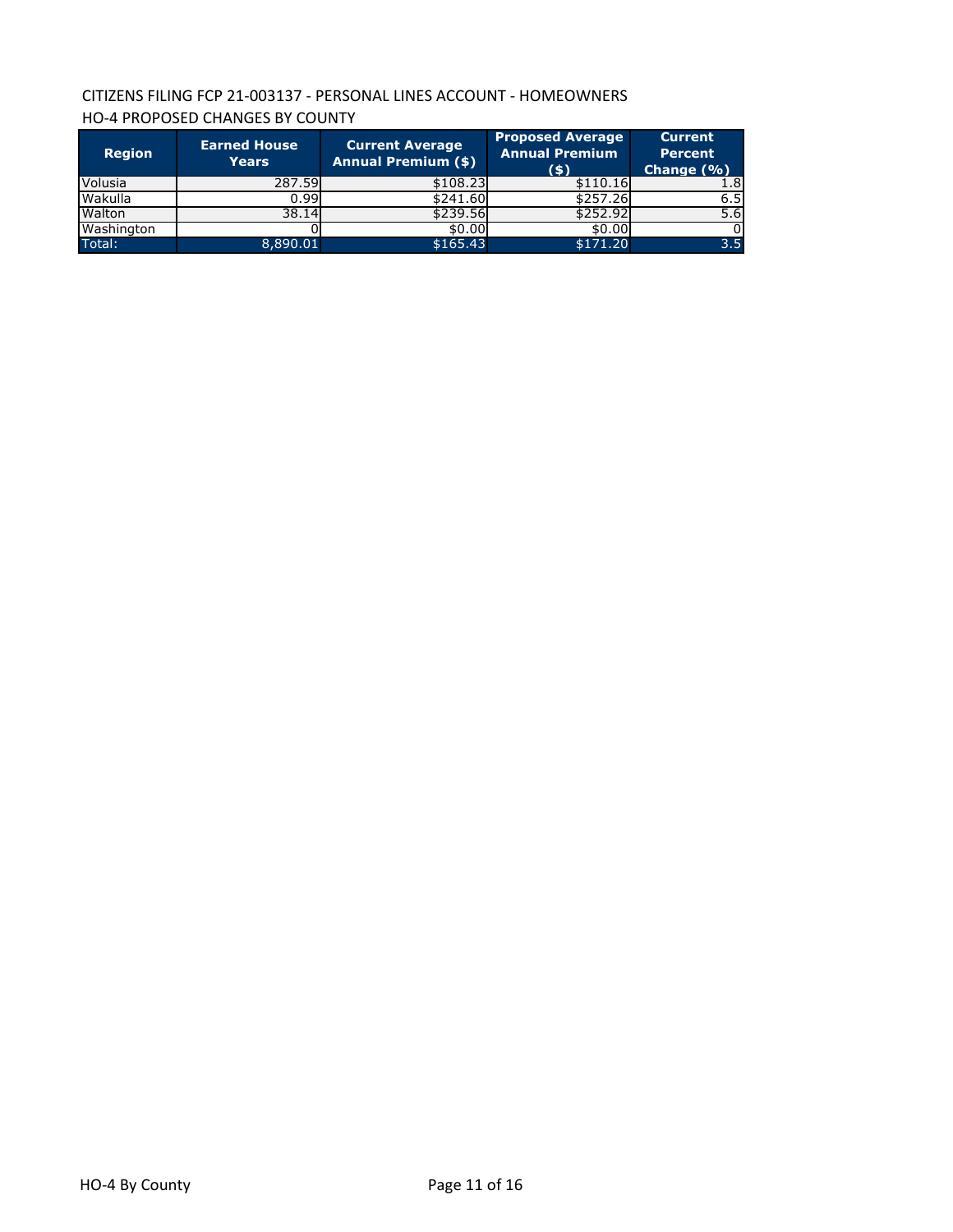CITIZENS FILING FCP 21-003137 - PERSONAL LINES ACCOUNT - HOMEOWNERS

HO-4 PROPOSED CHANGES BY COUNTY

| Region | Earned House Years | Current Average Annual Premium ($) | Proposed Average Annual Premium ($) | Current Percent Change (%) |
|---|---|---|---|---|
| Volusia | 287.59 | $108.23 | $110.16 | 1.8 |
| Wakulla | 0.99 | $241.60 | $257.26 | 6.5 |
| Walton | 38.14 | $239.56 | $252.92 | 5.6 |
| Washington | 0 | $0.00 | $0.00 | 0 |
| Total: | 8,890.01 | $165.43 | $171.20 | 3.5 |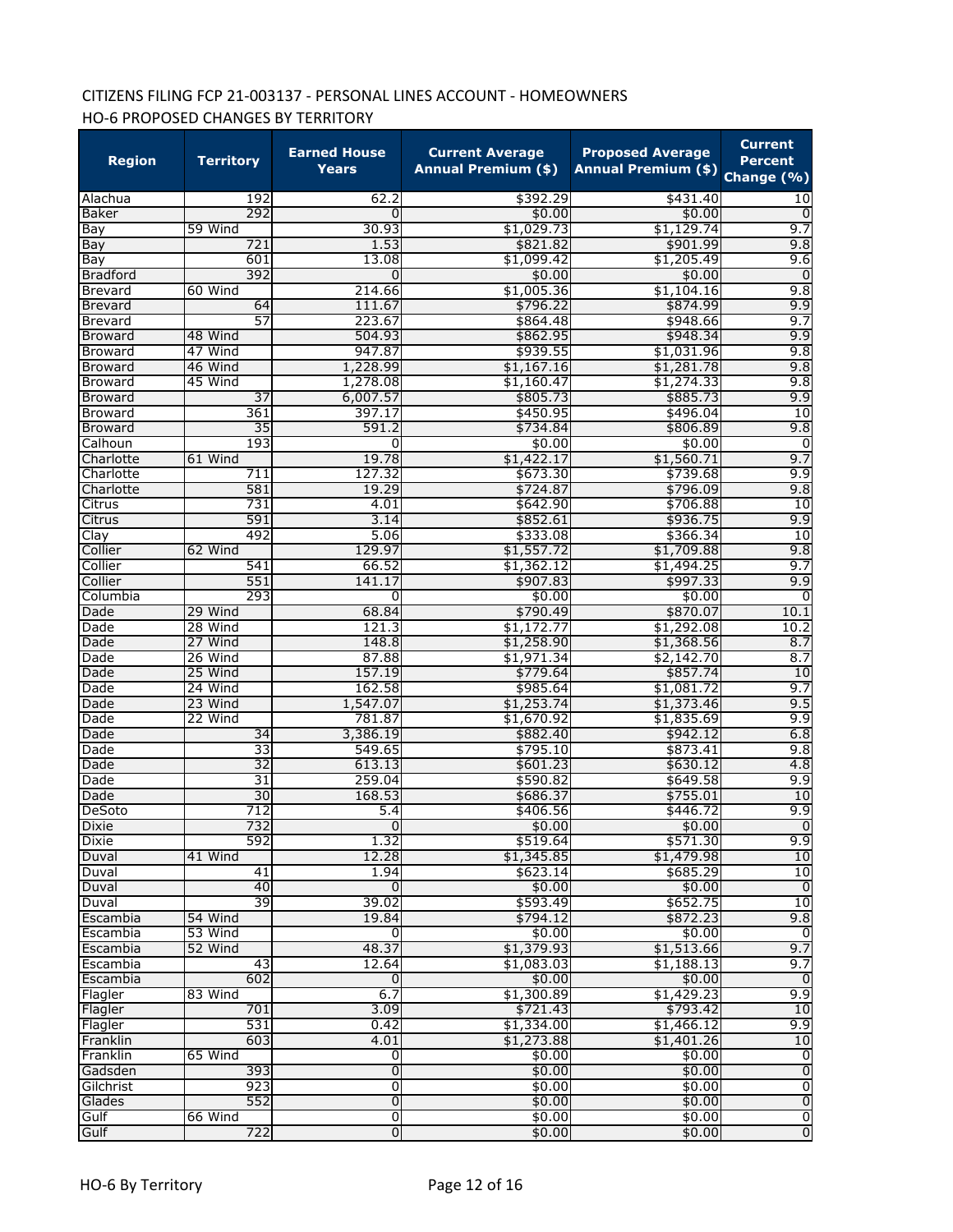CITIZENS FILING FCP 21-003137 - PERSONAL LINES ACCOUNT - HOMEOWNERS

HO-6 PROPOSED CHANGES BY TERRITORY

| Region | Territory | Earned House Years | Current Average Annual Premium ($) | Proposed Average Annual Premium ($) | Current Percent Change (%) |
|---|---|---|---|---|---|
| Alachua | 192 | 62.2 | $392.29 | $431.40 | 10 |
| Baker | 292 | 0 | $0.00 | $0.00 | 0 |
| Bay | 59 Wind | 30.93 | $1,029.73 | $1,129.74 | 9.7 |
| Bay | 721 | 1.53 | $821.82 | $901.99 | 9.8 |
| Bay | 601 | 13.08 | $1,099.42 | $1,205.49 | 9.6 |
| Bradford | 392 | 0 | $0.00 | $0.00 | 0 |
| Brevard | 60 Wind | 214.66 | $1,005.36 | $1,104.16 | 9.8 |
| Brevard | 64 | 111.67 | $796.22 | $874.99 | 9.9 |
| Brevard | 57 | 223.67 | $864.48 | $948.66 | 9.7 |
| Broward | 48 Wind | 504.93 | $862.95 | $948.34 | 9.9 |
| Broward | 47 Wind | 947.87 | $939.55 | $1,031.96 | 9.8 |
| Broward | 46 Wind | 1,228.99 | $1,167.16 | $1,281.78 | 9.8 |
| Broward | 45 Wind | 1,278.08 | $1,160.47 | $1,274.33 | 9.8 |
| Broward | 37 | 6,007.57 | $805.73 | $885.73 | 9.9 |
| Broward | 361 | 397.17 | $450.95 | $496.04 | 10 |
| Broward | 35 | 591.2 | $734.84 | $806.89 | 9.8 |
| Calhoun | 193 | 0 | $0.00 | $0.00 | 0 |
| Charlotte | 61 Wind | 19.78 | $1,422.17 | $1,560.71 | 9.7 |
| Charlotte | 711 | 127.32 | $673.30 | $739.68 | 9.9 |
| Charlotte | 581 | 19.29 | $724.87 | $796.09 | 9.8 |
| Citrus | 731 | 4.01 | $642.90 | $706.88 | 10 |
| Citrus | 591 | 3.14 | $852.61 | $936.75 | 9.9 |
| Clay | 492 | 5.06 | $333.08 | $366.34 | 10 |
| Collier | 62 Wind | 129.97 | $1,557.72 | $1,709.88 | 9.8 |
| Collier | 541 | 66.52 | $1,362.12 | $1,494.25 | 9.7 |
| Collier | 551 | 141.17 | $907.83 | $997.33 | 9.9 |
| Columbia | 293 | 0 | $0.00 | $0.00 | 0 |
| Dade | 29 Wind | 68.84 | $790.49 | $870.07 | 10.1 |
| Dade | 28 Wind | 121.3 | $1,172.77 | $1,292.08 | 10.2 |
| Dade | 27 Wind | 148.8 | $1,258.90 | $1,368.56 | 8.7 |
| Dade | 26 Wind | 87.88 | $1,971.34 | $2,142.70 | 8.7 |
| Dade | 25 Wind | 157.19 | $779.64 | $857.74 | 10 |
| Dade | 24 Wind | 162.58 | $985.64 | $1,081.72 | 9.7 |
| Dade | 23 Wind | 1,547.07 | $1,253.74 | $1,373.46 | 9.5 |
| Dade | 22 Wind | 781.87 | $1,670.92 | $1,835.69 | 9.9 |
| Dade | 34 | 3,386.19 | $882.40 | $942.12 | 6.8 |
| Dade | 33 | 549.65 | $795.10 | $873.41 | 9.8 |
| Dade | 32 | 613.13 | $601.23 | $630.12 | 4.8 |
| Dade | 31 | 259.04 | $590.82 | $649.58 | 9.9 |
| Dade | 30 | 168.53 | $686.37 | $755.01 | 10 |
| DeSoto | 712 | 5.4 | $406.56 | $446.72 | 9.9 |
| Dixie | 732 | 0 | $0.00 | $0.00 | 0 |
| Dixie | 592 | 1.32 | $519.64 | $571.30 | 9.9 |
| Duval | 41 Wind | 12.28 | $1,345.85 | $1,479.98 | 10 |
| Duval | 41 | 1.94 | $623.14 | $685.29 | 10 |
| Duval | 40 | 0 | $0.00 | $0.00 | 0 |
| Duval | 39 | 39.02 | $593.49 | $652.75 | 10 |
| Escambia | 54 Wind | 19.84 | $794.12 | $872.23 | 9.8 |
| Escambia | 53 Wind | 0 | $0.00 | $0.00 | 0 |
| Escambia | 52 Wind | 48.37 | $1,379.93 | $1,513.66 | 9.7 |
| Escambia | 43 | 12.64 | $1,083.03 | $1,188.13 | 9.7 |
| Escambia | 602 | 0 | $0.00 | $0.00 | 0 |
| Flagler | 83 Wind | 6.7 | $1,300.89 | $1,429.23 | 9.9 |
| Flagler | 701 | 3.09 | $721.43 | $793.42 | 10 |
| Flagler | 531 | 0.42 | $1,334.00 | $1,466.12 | 9.9 |
| Franklin | 603 | 4.01 | $1,273.88 | $1,401.26 | 10 |
| Franklin | 65 Wind | 0 | $0.00 | $0.00 | 0 |
| Gadsden | 393 | 0 | $0.00 | $0.00 | 0 |
| Gilchrist | 923 | 0 | $0.00 | $0.00 | 0 |
| Glades | 552 | 0 | $0.00 | $0.00 | 0 |
| Gulf | 66 Wind | 0 | $0.00 | $0.00 | 0 |
| Gulf | 722 | 0 | $0.00 | $0.00 | 0 |

HO-6 By Territory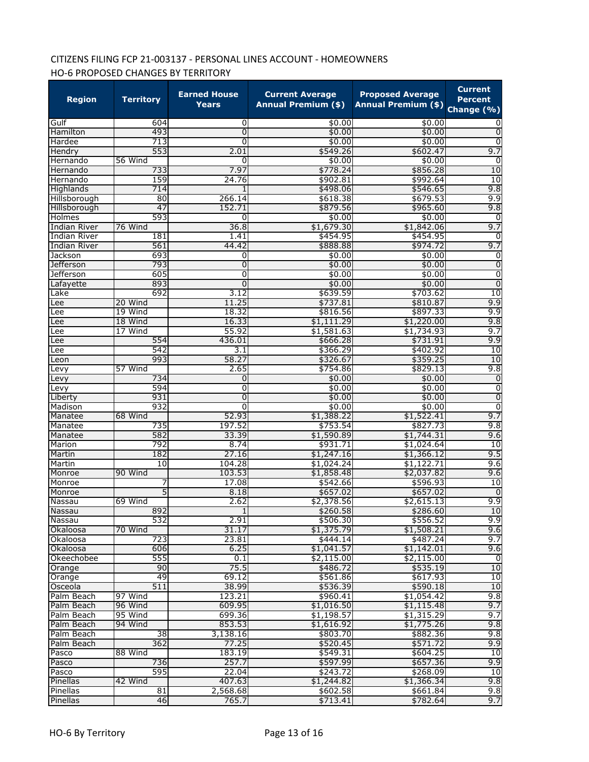CITIZENS FILING FCP 21-003137 - PERSONAL LINES ACCOUNT - HOMEOWNERS

HO-6 PROPOSED CHANGES BY TERRITORY

| Region | Territory | Earned House Years | Current Average Annual Premium ($) | Proposed Average Annual Premium ($) | Current Percent Change (%) |
|---|---|---|---|---|---|
| Gulf | 604 | 0 | $0.00 | $0.00 | 0 |
| Hamilton | 493 | 0 | $0.00 | $0.00 | 0 |
| Hardee | 713 | 0 | $0.00 | $0.00 | 0 |
| Hendry | 553 | 2.01 | $549.26 | $602.47 | 9.7 |
| Hernando | 56 Wind | 0 | $0.00 | $0.00 | 0 |
| Hernando | 733 | 7.97 | $778.24 | $856.28 | 10 |
| Hernando | 159 | 24.76 | $902.81 | $992.64 | 10 |
| Highlands | 714 | 1 | $498.06 | $546.65 | 9.8 |
| Hillsborough | 80 | 266.14 | $618.38 | $679.53 | 9.9 |
| Hillsborough | 47 | 152.71 | $879.56 | $965.60 | 9.8 |
| Holmes | 593 | 0 | $0.00 | $0.00 | 0 |
| Indian River | 76 Wind | 36.8 | $1,679.30 | $1,842.06 | 9.7 |
| Indian River | 181 | 1.41 | $454.95 | $454.95 | 0 |
| Indian River | 561 | 44.42 | $888.88 | $974.72 | 9.7 |
| Jackson | 693 | 0 | $0.00 | $0.00 | 0 |
| Jefferson | 793 | 0 | $0.00 | $0.00 | 0 |
| Jefferson | 605 | 0 | $0.00 | $0.00 | 0 |
| Lafayette | 893 | 0 | $0.00 | $0.00 | 0 |
| Lake | 692 | 3.12 | $639.59 | $703.62 | 10 |
| Lee | 20 Wind | 11.25 | $737.81 | $810.87 | 9.9 |
| Lee | 19 Wind | 18.32 | $816.56 | $897.33 | 9.9 |
| Lee | 18 Wind | 16.33 | $1,111.29 | $1,220.00 | 9.8 |
| Lee | 17 Wind | 55.92 | $1,581.63 | $1,734.93 | 9.7 |
| Lee | 554 | 436.01 | $666.28 | $731.91 | 9.9 |
| Lee | 542 | 3.1 | $366.29 | $402.92 | 10 |
| Leon | 993 | 58.27 | $326.67 | $359.25 | 10 |
| Levy | 57 Wind | 2.65 | $754.86 | $829.13 | 9.8 |
| Levy | 734 | 0 | $0.00 | $0.00 | 0 |
| Levy | 594 | 0 | $0.00 | $0.00 | 0 |
| Liberty | 931 | 0 | $0.00 | $0.00 | 0 |
| Madison | 932 | 0 | $0.00 | $0.00 | 0 |
| Manatee | 68 Wind | 52.93 | $1,388.22 | $1,522.41 | 9.7 |
| Manatee | 735 | 197.52 | $753.54 | $827.73 | 9.8 |
| Manatee | 582 | 33.39 | $1,590.89 | $1,744.31 | 9.6 |
| Marion | 792 | 8.74 | $931.71 | $1,024.64 | 10 |
| Martin | 182 | 27.16 | $1,247.16 | $1,366.12 | 9.5 |
| Martin | 10 | 104.28 | $1,024.24 | $1,122.71 | 9.6 |
| Monroe | 90 Wind | 103.53 | $1,858.48 | $2,037.82 | 9.6 |
| Monroe | 7 | 17.08 | $542.66 | $596.93 | 10 |
| Monroe | 5 | 8.18 | $657.02 | $657.02 | 0 |
| Nassau | 69 Wind | 2.62 | $2,378.56 | $2,615.13 | 9.9 |
| Nassau | 892 | 1 | $260.58 | $286.60 | 10 |
| Nassau | 532 | 2.91 | $506.30 | $556.52 | 9.9 |
| Okaloosa | 70 Wind | 31.17 | $1,375.79 | $1,508.21 | 9.6 |
| Okaloosa | 723 | 23.81 | $444.14 | $487.24 | 9.7 |
| Okaloosa | 606 | 6.25 | $1,041.57 | $1,142.01 | 9.6 |
| Okeechobee | 555 | 0.1 | $2,115.00 | $2,115.00 | 0 |
| Orange | 90 | 75.5 | $486.72 | $535.19 | 10 |
| Orange | 49 | 69.12 | $561.86 | $617.93 | 10 |
| Osceola | 511 | 38.99 | $536.39 | $590.18 | 10 |
| Palm Beach | 97 Wind | 123.21 | $960.41 | $1,054.42 | 9.8 |
| Palm Beach | 96 Wind | 609.95 | $1,016.50 | $1,115.48 | 9.7 |
| Palm Beach | 95 Wind | 699.36 | $1,198.57 | $1,315.29 | 9.7 |
| Palm Beach | 94 Wind | 853.53 | $1,616.92 | $1,775.26 | 9.8 |
| Palm Beach | 38 | 3,138.16 | $803.70 | $882.36 | 9.8 |
| Palm Beach | 362 | 77.25 | $520.45 | $571.72 | 9.9 |
| Pasco | 88 Wind | 183.19 | $549.31 | $604.25 | 10 |
| Pasco | 736 | 257.7 | $597.99 | $657.36 | 9.9 |
| Pasco | 595 | 22.04 | $243.72 | $268.09 | 10 |
| Pinellas | 42 Wind | 407.63 | $1,244.82 | $1,366.34 | 9.8 |
| Pinellas | 81 | 2,568.68 | $602.58 | $661.84 | 9.8 |
| Pinellas | 46 | 765.7 | $713.41 | $782.64 | 9.7 |

HO-6 By Territory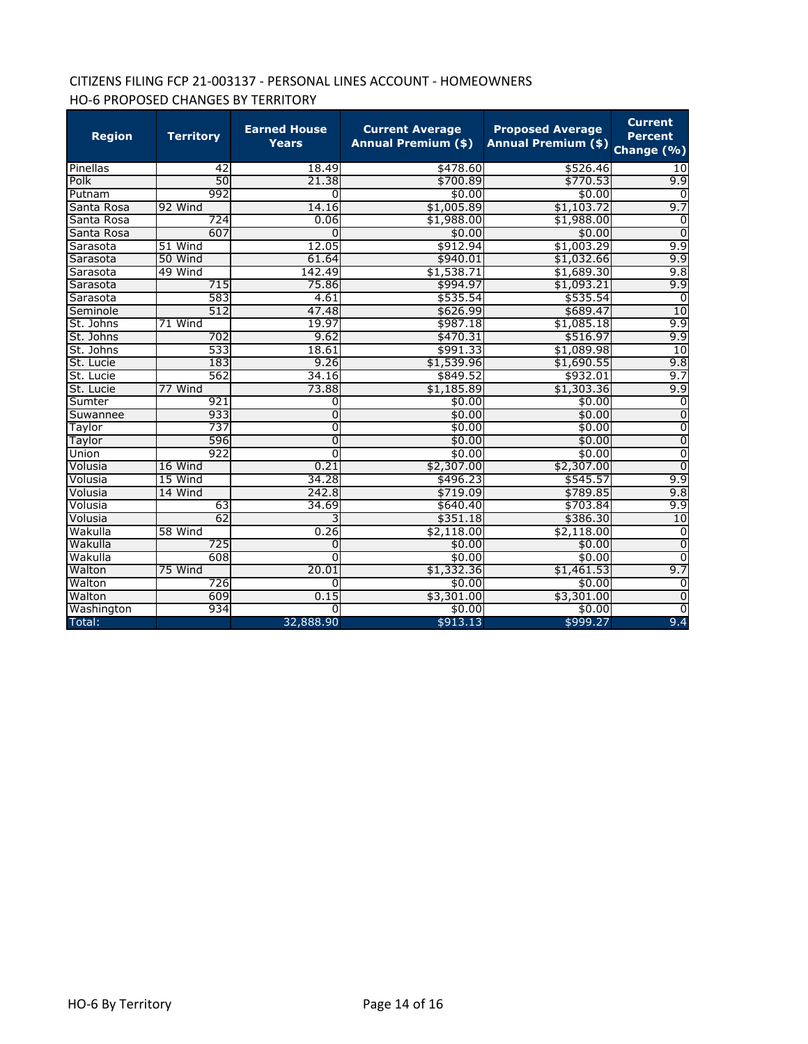CITIZENS FILING FCP 21-003137 - PERSONAL LINES ACCOUNT - HOMEOWNERS

HO-6 PROPOSED CHANGES BY TERRITORY

| Region | Territory | Earned House Years | Current Average Annual Premium ($) | Proposed Average Annual Premium ($) | Current Percent Change (%) |
|---|---|---|---|---|---|
| Pinellas | 42 | 18.49 | $478.60 | $526.46 | 10 |
| Polk | 50 | 21.38 | $700.89 | $770.53 | 9.9 |
| Putnam | 992 | 0 | $0.00 | $0.00 | 0 |
| Santa Rosa | 92 Wind | 14.16 | $1,005.89 | $1,103.72 | 9.7 |
| Santa Rosa | 724 | 0.06 | $1,988.00 | $1,988.00 | 0 |
| Santa Rosa | 607 | 0 | $0.00 | $0.00 | 0 |
| Sarasota | 51 Wind | 12.05 | $912.94 | $1,003.29 | 9.9 |
| Sarasota | 50 Wind | 61.64 | $940.01 | $1,032.66 | 9.9 |
| Sarasota | 49 Wind | 142.49 | $1,538.71 | $1,689.30 | 9.8 |
| Sarasota | 715 | 75.86 | $994.97 | $1,093.21 | 9.9 |
| Sarasota | 583 | 4.61 | $535.54 | $535.54 | 0 |
| Seminole | 512 | 47.48 | $626.99 | $689.47 | 10 |
| St. Johns | 71 Wind | 19.97 | $987.18 | $1,085.18 | 9.9 |
| St. Johns | 702 | 9.62 | $470.31 | $516.97 | 9.9 |
| St. Johns | 533 | 18.61 | $991.33 | $1,089.98 | 10 |
| St. Lucie | 183 | 9.26 | $1,539.96 | $1,690.55 | 9.8 |
| St. Lucie | 562 | 34.16 | $849.52 | $932.01 | 9.7 |
| St. Lucie | 77 Wind | 73.88 | $1,185.89 | $1,303.36 | 9.9 |
| Sumter | 921 | 0 | $0.00 | $0.00 | 0 |
| Suwannee | 933 | 0 | $0.00 | $0.00 | 0 |
| Taylor | 737 | 0 | $0.00 | $0.00 | 0 |
| Taylor | 596 | 0 | $0.00 | $0.00 | 0 |
| Union | 922 | 0 | $0.00 | $0.00 | 0 |
| Volusia | 16 Wind | 0.21 | $2,307.00 | $2,307.00 | 0 |
| Volusia | 15 Wind | 34.28 | $496.23 | $545.57 | 9.9 |
| Volusia | 14 Wind | 242.8 | $719.09 | $789.85 | 9.8 |
| Volusia | 63 | 34.69 | $640.40 | $703.84 | 9.9 |
| Volusia | 62 | 3 | $351.18 | $386.30 | 10 |
| Wakulla | 58 Wind | 0.26 | $2,118.00 | $2,118.00 | 0 |
| Wakulla | 725 | 0 | $0.00 | $0.00 | 0 |
| Wakulla | 608 | 0 | $0.00 | $0.00 | 0 |
| Walton | 75 Wind | 20.01 | $1,332.36 | $1,461.53 | 9.7 |
| Walton | 726 | 0 | $0.00 | $0.00 | 0 |
| Walton | 609 | 0.15 | $3,301.00 | $3,301.00 | 0 |
| Washington | 934 | 0 | $0.00 | $0.00 | 0 |
| Total: | | 32,888.90 | $913.13 | $999.27 | 9.4 |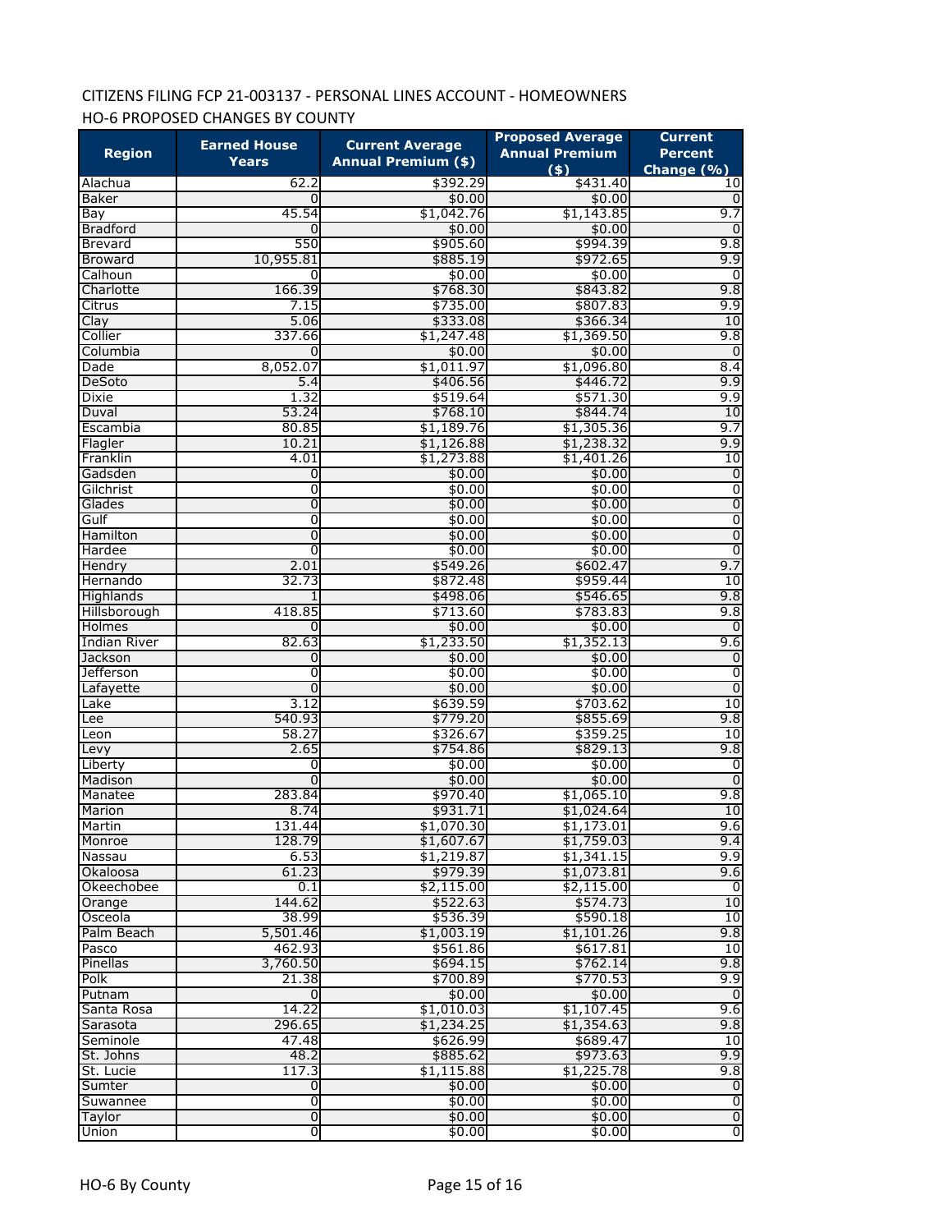CITIZENS FILING FCP 21-003137 - PERSONAL LINES ACCOUNT - HOMEOWNERS

HO-6 PROPOSED CHANGES BY COUNTY

| Region | Earned House Years | Current Average Annual Premium ($) | Proposed Average Annual Premium ($) | Current Percent Change (%) |
|---|---|---|---|---|
| Alachua | 62.2 | $392.29 | $431.40 | 10 |
| Baker | 0 | $0.00 | $0.00 | 0 |
| Bay | 45.54 | $1,042.76 | $1,143.85 | 9.7 |
| Bradford | 0 | $0.00 | $0.00 | 0 |
| Brevard | 550 | $905.60 | $994.39 | 9.8 |
| Broward | 10,955.81 | $885.19 | $972.65 | 9.9 |
| Calhoun | 0 | $0.00 | $0.00 | 0 |
| Charlotte | 166.39 | $768.30 | $843.82 | 9.8 |
| Citrus | 7.15 | $735.00 | $807.83 | 9.9 |
| Clay | 5.06 | $333.08 | $366.34 | 10 |
| Collier | 337.66 | $1,247.48 | $1,369.50 | 9.8 |
| Columbia | 0 | $0.00 | $0.00 | 0 |
| Dade | 8,052.07 | $1,011.97 | $1,096.80 | 8.4 |
| DeSoto | 5.4 | $406.56 | $446.72 | 9.9 |
| Dixie | 1.32 | $519.64 | $571.30 | 9.9 |
| Duval | 53.24 | $768.10 | $844.74 | 10 |
| Escambia | 80.85 | $1,189.76 | $1,305.36 | 9.7 |
| Flagler | 10.21 | $1,126.88 | $1,238.32 | 9.9 |
| Franklin | 4.01 | $1,273.88 | $1,401.26 | 10 |
| Gadsden | 0 | $0.00 | $0.00 | 0 |
| Gilchrist | 0 | $0.00 | $0.00 | 0 |
| Glades | 0 | $0.00 | $0.00 | 0 |
| Gulf | 0 | $0.00 | $0.00 | 0 |
| Hamilton | 0 | $0.00 | $0.00 | 0 |
| Hardee | 0 | $0.00 | $0.00 | 0 |
| Hendry | 2.01 | $549.26 | $602.47 | 9.7 |
| Hernando | 32.73 | $872.48 | $959.44 | 10 |
| Highlands | 1 | $498.06 | $546.65 | 9.8 |
| Hillsborough | 418.85 | $713.60 | $783.83 | 9.8 |
| Holmes | 0 | $0.00 | $0.00 | 0 |
| Indian River | 82.63 | $1,233.50 | $1,352.13 | 9.6 |
| Jackson | 0 | $0.00 | $0.00 | 0 |
| Jefferson | 0 | $0.00 | $0.00 | 0 |
| Lafayette | 0 | $0.00 | $0.00 | 0 |
| Lake | 3.12 | $639.59 | $703.62 | 10 |
| Lee | 540.93 | $779.20 | $855.69 | 9.8 |
| Leon | 58.27 | $326.67 | $359.25 | 10 |
| Levy | 2.65 | $754.86 | $829.13 | 9.8 |
| Liberty | 0 | $0.00 | $0.00 | 0 |
| Madison | 0 | $0.00 | $0.00 | 0 |
| Manatee | 283.84 | $970.40 | $1,065.10 | 9.8 |
| Marion | 8.74 | $931.71 | $1,024.64 | 10 |
| Martin | 131.44 | $1,070.30 | $1,173.01 | 9.6 |
| Monroe | 128.79 | $1,607.67 | $1,759.03 | 9.4 |
| Nassau | 6.53 | $1,219.87 | $1,341.15 | 9.9 |
| Okaloosa | 61.23 | $979.39 | $1,073.81 | 9.6 |
| Okeechobee | 0.1 | $2,115.00 | $2,115.00 | 0 |
| Orange | 144.62 | $522.63 | $574.73 | 10 |
| Osceola | 38.99 | $536.39 | $590.18 | 10 |
| Palm Beach | 5,501.46 | $1,003.19 | $1,101.26 | 9.8 |
| Pasco | 462.93 | $561.86 | $617.81 | 10 |
| Pinellas | 3,760.50 | $694.15 | $762.14 | 9.8 |
| Polk | 21.38 | $700.89 | $770.53 | 9.9 |
| Putnam | 0 | $0.00 | $0.00 | 0 |
| Santa Rosa | 14.22 | $1,010.03 | $1,107.45 | 9.6 |
| Sarasota | 296.65 | $1,234.25 | $1,354.63 | 9.8 |
| Seminole | 47.48 | $626.99 | $689.47 | 10 |
| St. Johns | 48.2 | $885.62 | $973.63 | 9.9 |
| St. Lucie | 117.3 | $1,115.88 | $1,225.78 | 9.8 |
| Sumter | 0 | $0.00 | $0.00 | 0 |
| Suwannee | 0 | $0.00 | $0.00 | 0 |
| Taylor | 0 | $0.00 | $0.00 | 0 |
| Union | 0 | $0.00 | $0.00 | 0 |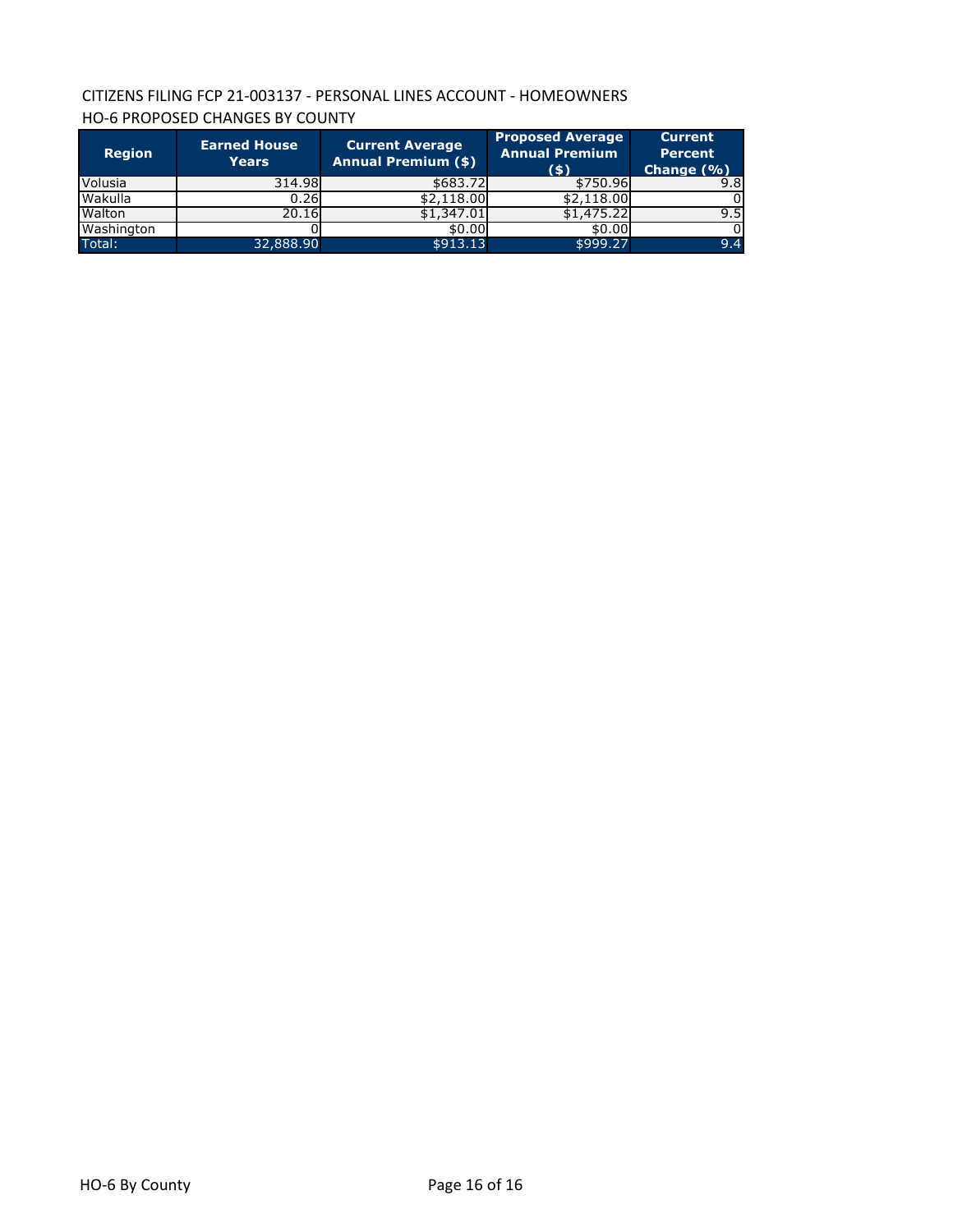CITIZENS FILING FCP 21-003137 - PERSONAL LINES ACCOUNT - HOMEOWNERS

HO-6 PROPOSED CHANGES BY COUNTY

| Region | Earned House Years | Current Average Annual Premium ($) | Proposed Average Annual Premium ($) | Current Percent Change (%) |
|---|---|---|---|---|
| Volusia | 314.98 | $683.72 | $750.96 | 9.8 |
| Wakulla | 0.26 | $2,118.00 | $2,118.00 | 0 |
| Walton | 20.16 | $1,347.01 | $1,475.22 | 9.5 |
| Washington | 0 | $0.00 | $0.00 | 0 |
| Total: | 32,888.90 | $913.13 | $999.27 | 9.4 |

HO-6 By County